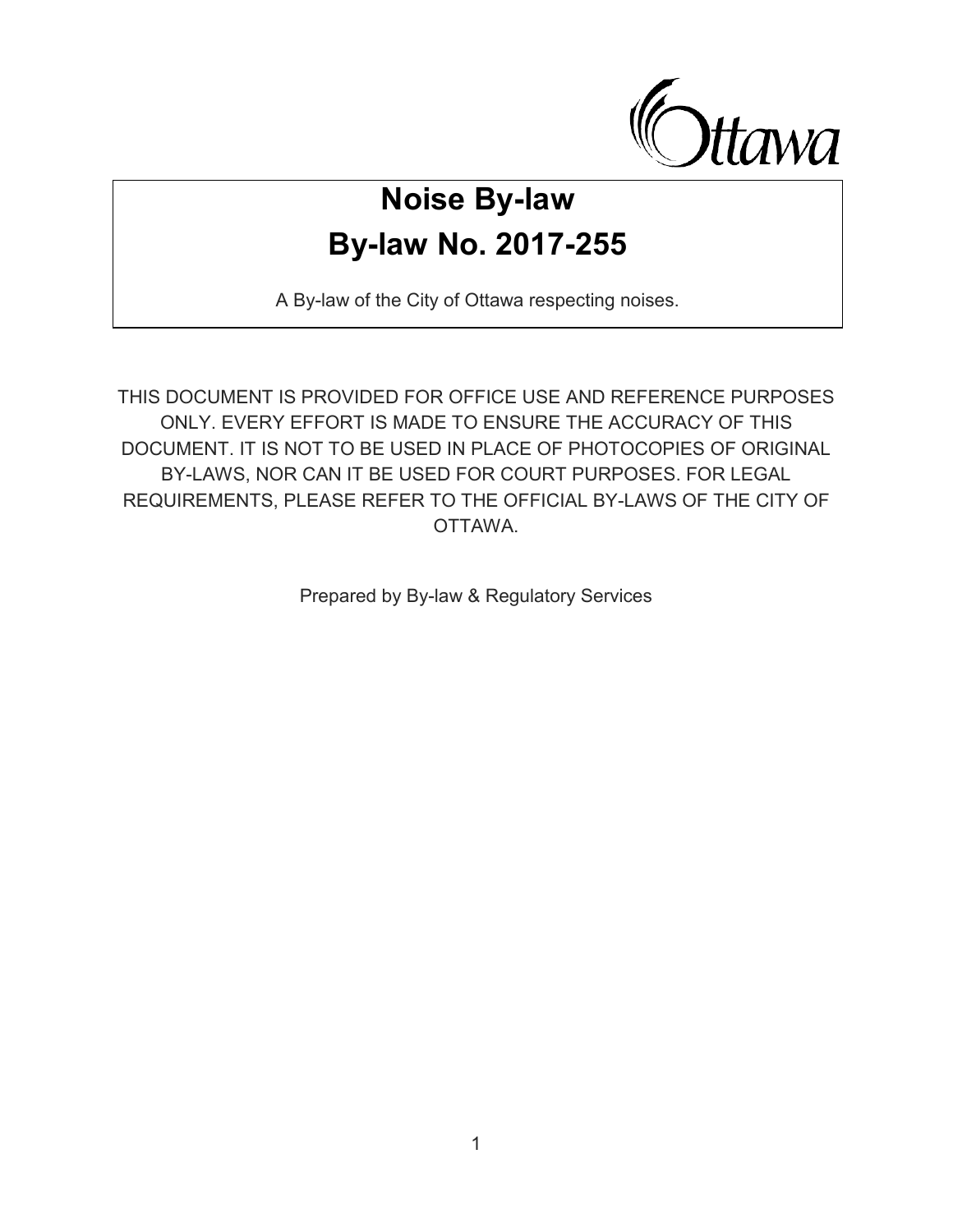# Noise By-law

# By-law No. 2017-255

A By-law of the City of Ottawa respecting noises.

THIS DOCUMENT IS PROVIDED FOR OFFICE USE AND REFERENCE PURPOSES ONLY. EVERY EFFORT IS MADE TO ENSURE THE ACCURACY OF THIS DOCUMENT. IT IS NOT TO BE USED IN PLACE OF PHOTOCOPIES OF ORIGINAL BY-LAWS, NOR CAN IT BE USED FOR COURT PURPOSES. FOR LEGAL REQUIREMENTS, PLEASE REFER TO THE OFFICIAL BY-LAWS OF THE CITY OF OTTAWA.

Prepared by By-law & Regulatory Services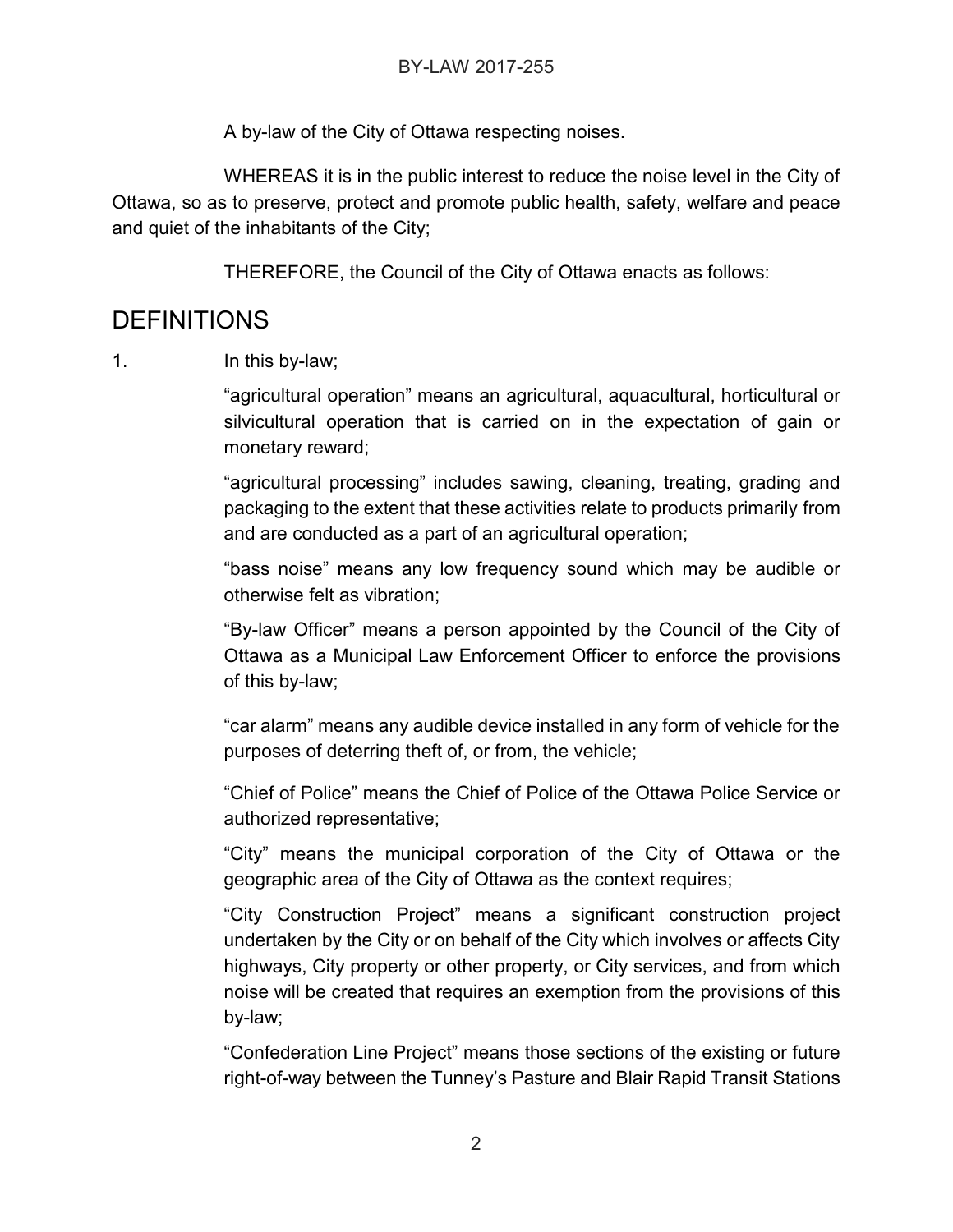BY-LAW 2017-255

A by-law of the City of Ottawa respecting noises.

WHEREAS it is in the public interest to reduce the noise level in the City of Ottawa, so as to preserve, protect and promote public health, safety, welfare and peace and quiet of the inhabitants of the City;

THEREFORE, the Council of the City of Ottawa enacts as follows:

## DEFINITIONS

1. In this by-law;

"agricultural operation" means an agricultural, aquacultural, horticultural or silvicultural operation that is carried on in the expectation of gain or monetary reward;

"agricultural processing" includes sawing, cleaning, treating, grading and packaging to the extent that these activities relate to products primarily from and are conducted as a part of an agricultural operation;

"bass noise" means any low frequency sound which may be audible or otherwise felt as vibration;

"By-law Officer" means a person appointed by the Council of the City of Ottawa as a Municipal Law Enforcement Officer to enforce the provisions of this by-law;

"car alarm" means any audible device installed in any form of vehicle for the purposes of deterring theft of, or from, the vehicle;

"Chief of Police" means the Chief of Police of the Ottawa Police Service or authorized representative;

"City" means the municipal corporation of the City of Ottawa or the geographic area of the City of Ottawa as the context requires;

"City Construction Project" means a significant construction project undertaken by the City or on behalf of the City which involves or affects City highways, City property or other property, or City services, and from which noise will be created that requires an exemption from the provisions of this by-law;

"Confederation Line Project" means those sections of the existing or future right-of-way between the Tunney's Pasture and Blair Rapid Transit Stations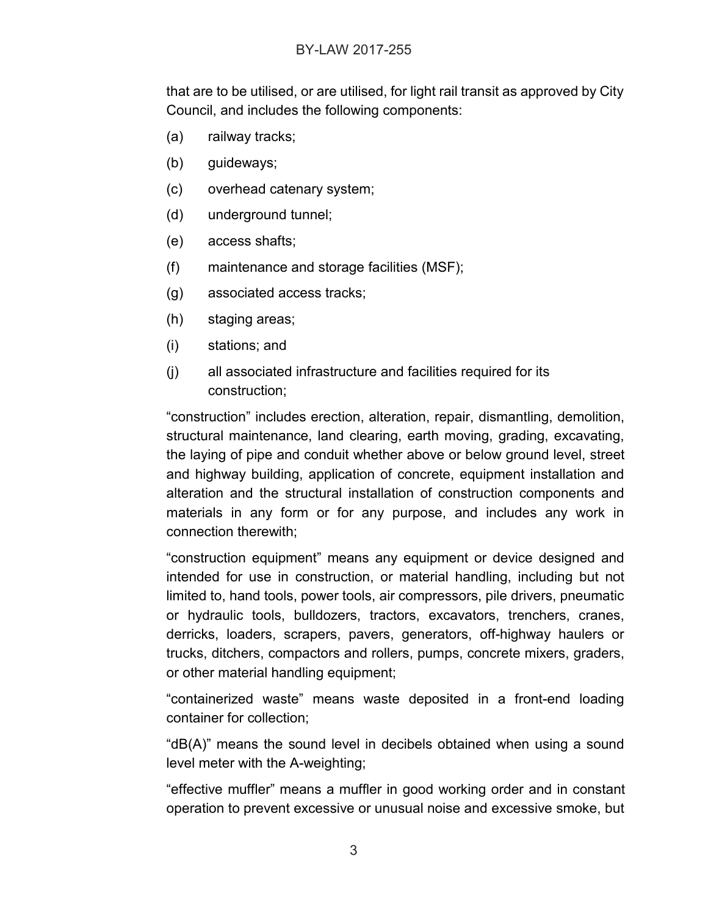that are to be utilised, or are utilised, for light rail transit as approved by City Council, and includes the following components:

(a) railway tracks;

(b) guideways;

(c) overhead catenary system;

(d) underground tunnel;

(e) access shafts;

(f) maintenance and storage facilities (MSF);

(g) associated access tracks;

(h) staging areas;

(i) stations; and

(j) all associated infrastructure and facilities required for its construction;

“construction” includes erection, alteration, repair, dismantling, demolition, structural maintenance, land clearing, earth moving, grading, excavating, the laying of pipe and conduit whether above or below ground level, street and highway building, application of concrete, equipment installation and alteration and the structural installation of construction components and materials in any form or for any purpose, and includes any work in connection therewith;

“construction equipment” means any equipment or device designed and intended for use in construction, or material handling, including but not limited to, hand tools, power tools, air compressors, pile drivers, pneumatic or hydraulic tools, bulldozers, tractors, excavators, trenchers, cranes, derricks, loaders, scrapers, pavers, generators, off-highway haulers or trucks, ditchers, compactors and rollers, pumps, concrete mixers, graders, or other material handling equipment;

“containerized waste” means waste deposited in a front-end loading container for collection;

“dB(A)” means the sound level in decibels obtained when using a sound level meter with the A-weighting;

“effective muffler” means a muffler in good working order and in constant operation to prevent excessive or unusual noise and excessive smoke, but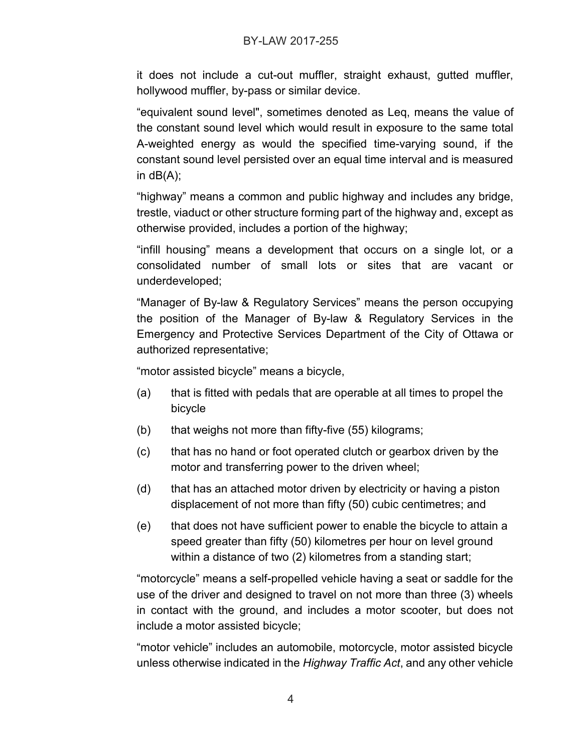it does not include a cut-out muffler, straight exhaust, gutted muffler, hollywood muffler, by-pass or similar device.

“equivalent sound level", sometimes denoted as Leq, means the value of the constant sound level which would result in exposure to the same total A-weighted energy as would the specified time-varying sound, if the constant sound level persisted over an equal time interval and is measured in dB(A);

“highway” means a common and public highway and includes any bridge, trestle, viaduct or other structure forming part of the highway and, except as otherwise provided, includes a portion of the highway;

“infill housing” means a development that occurs on a single lot, or a consolidated number of small lots or sites that are vacant or underdeveloped;

“Manager of By-law & Regulatory Services” means the person occupying the position of the Manager of By-law & Regulatory Services in the Emergency and Protective Services Department of the City of Ottawa or authorized representative;

“motor assisted bicycle” means a bicycle,

(a) that is fitted with pedals that are operable at all times to propel the bicycle

(b) that weighs not more than fifty-five (55) kilograms;

(c) that has no hand or foot operated clutch or gearbox driven by the motor and transferring power to the driven wheel;

(d) that has an attached motor driven by electricity or having a piston displacement of not more than fifty (50) cubic centimetres; and

(e) that does not have sufficient power to enable the bicycle to attain a speed greater than fifty (50) kilometres per hour on level ground within a distance of two (2) kilometres from a standing start;

“motorcycle” means a self-propelled vehicle having a seat or saddle for the use of the driver and designed to travel on not more than three (3) wheels in contact with the ground, and includes a motor scooter, but does not include a motor assisted bicycle;

“motor vehicle” includes an automobile, motorcycle, motor assisted bicycle unless otherwise indicated in the *Highway Traffic Act*, and any other vehicle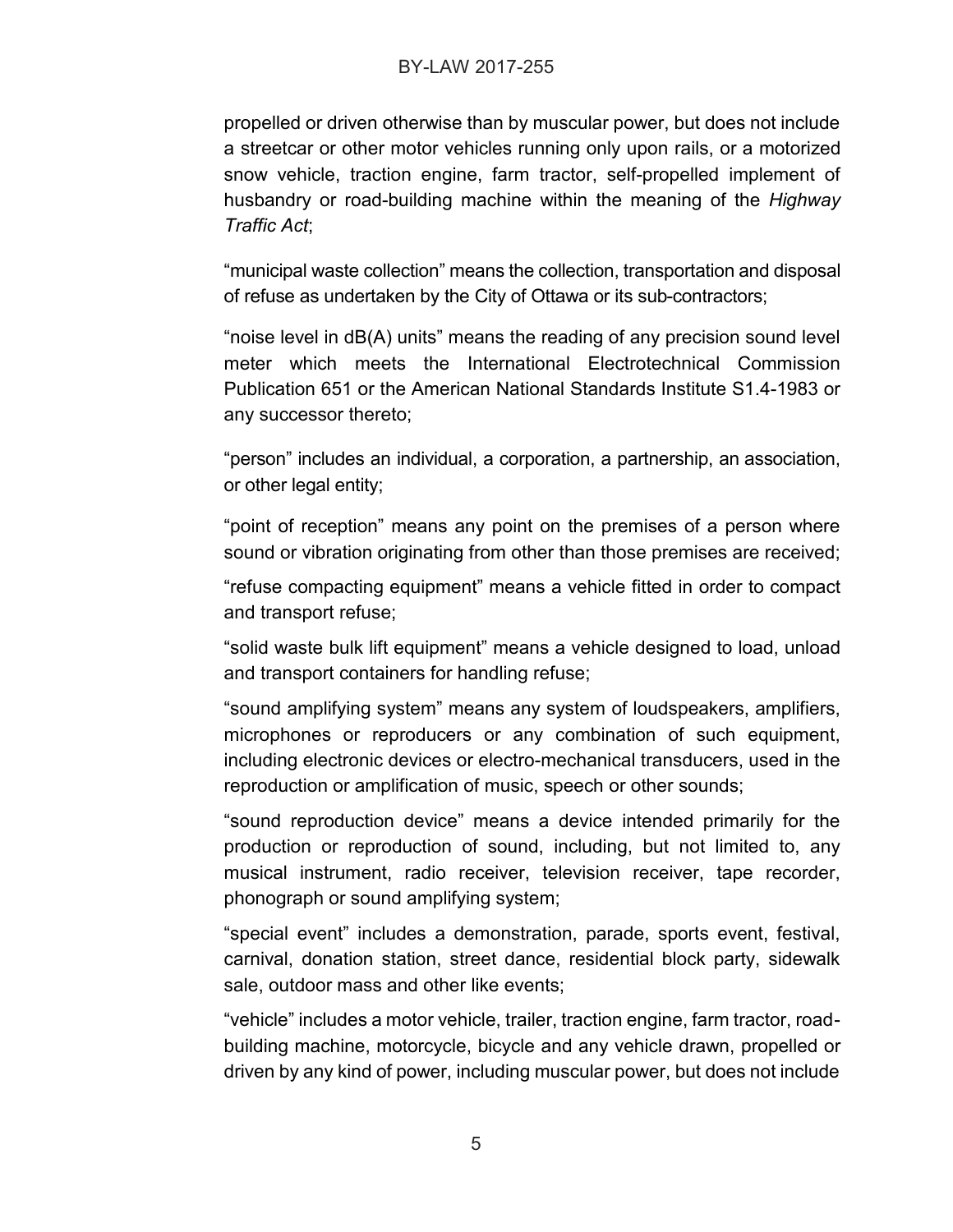propelled or driven otherwise than by muscular power, but does not include a streetcar or other motor vehicles running only upon rails, or a motorized snow vehicle, traction engine, farm tractor, self-propelled implement of husbandry or road-building machine within the meaning of the *Highway Traffic Act*;

“municipal waste collection” means the collection, transportation and disposal of refuse as undertaken by the City of Ottawa or its sub-contractors;

“noise level in dB(A) units” means the reading of any precision sound level meter which meets the International Electrotechnical Commission Publication 651 or the American National Standards Institute S1.4-1983 or any successor thereto;

“person” includes an individual, a corporation, a partnership, an association, or other legal entity;

“point of reception” means any point on the premises of a person where sound or vibration originating from other than those premises are received;

“refuse compacting equipment” means a vehicle fitted in order to compact and transport refuse;

“solid waste bulk lift equipment” means a vehicle designed to load, unload and transport containers for handling refuse;

“sound amplifying system” means any system of loudspeakers, amplifiers, microphones or reproducers or any combination of such equipment, including electronic devices or electro-mechanical transducers, used in the reproduction or amplification of music, speech or other sounds;

“sound reproduction device” means a device intended primarily for the production or reproduction of sound, including, but not limited to, any musical instrument, radio receiver, television receiver, tape recorder, phonograph or sound amplifying system;

“special event” includes a demonstration, parade, sports event, festival, carnival, donation station, street dance, residential block party, sidewalk sale, outdoor mass and other like events;

“vehicle” includes a motor vehicle, trailer, traction engine, farm tractor, road-building machine, motorcycle, bicycle and any vehicle drawn, propelled or driven by any kind of power, including muscular power, but does not include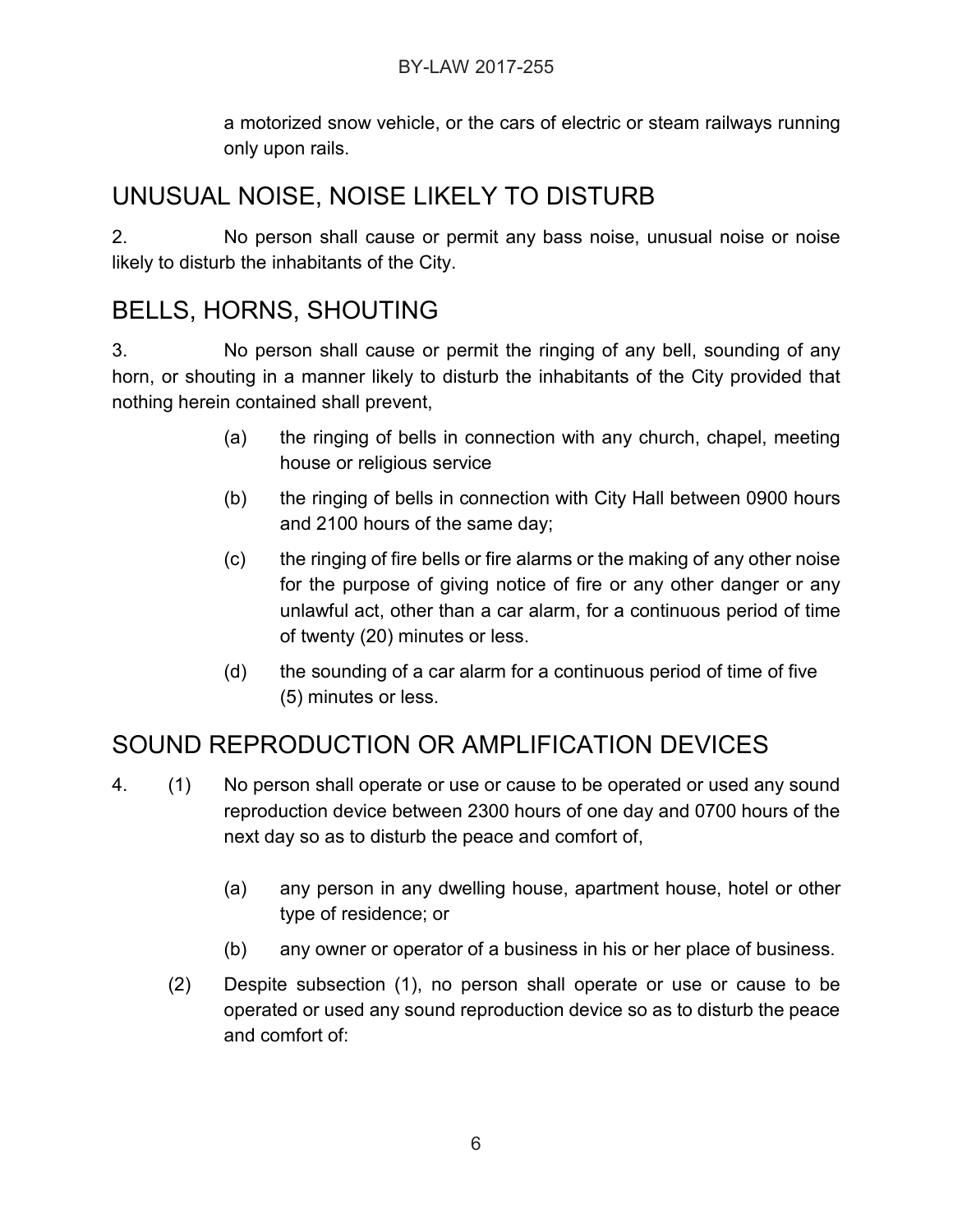a motorized snow vehicle, or the cars of electric or steam railways running only upon rails.

## UNUSUAL NOISE, NOISE LIKELY TO DISTURB

2. No person shall cause or permit any bass noise, unusual noise or noise likely to disturb the inhabitants of the City.

## BELLS, HORNS, SHOUTING

3. No person shall cause or permit the ringing of any bell, sounding of any horn, or shouting in a manner likely to disturb the inhabitants of the City provided that nothing herein contained shall prevent,

(a) the ringing of bells in connection with any church, chapel, meeting house or religious service

(b) the ringing of bells in connection with City Hall between 0900 hours and 2100 hours of the same day;

(c) the ringing of fire bells or fire alarms or the making of any other noise for the purpose of giving notice of fire or any other danger or any unlawful act, other than a car alarm, for a continuous period of time of twenty (20) minutes or less.

(d) the sounding of a car alarm for a continuous period of time of five (5) minutes or less.

## SOUND REPRODUCTION OR AMPLIFICATION DEVICES

4. (1) No person shall operate or use or cause to be operated or used any sound reproduction device between 2300 hours of one day and 0700 hours of the next day so as to disturb the peace and comfort of,

(a) any person in any dwelling house, apartment house, hotel or other type of residence; or

(b) any owner or operator of a business in his or her place of business.

(2) Despite subsection (1), no person shall operate or use or cause to be operated or used any sound reproduction device so as to disturb the peace and comfort of: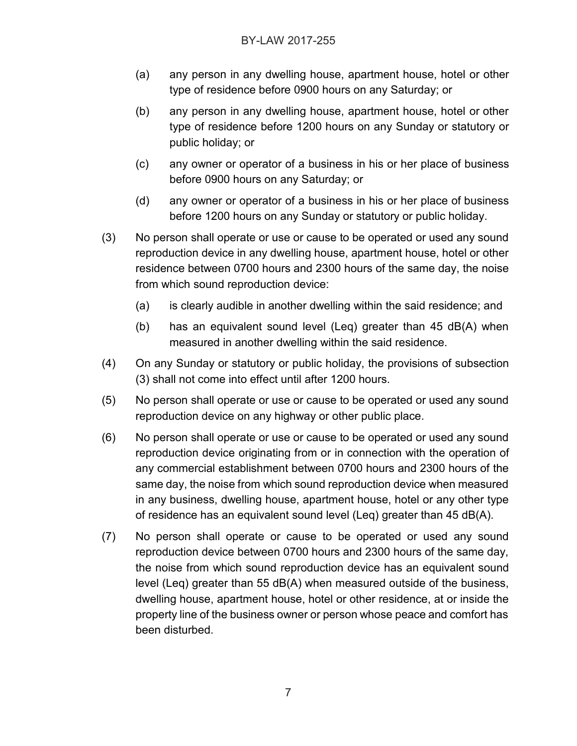(a) any person in any dwelling house, apartment house, hotel or other type of residence before 0900 hours on any Saturday; or

(b) any person in any dwelling house, apartment house, hotel or other type of residence before 1200 hours on any Sunday or statutory or public holiday; or

(c) any owner or operator of a business in his or her place of business before 0900 hours on any Saturday; or

(d) any owner or operator of a business in his or her place of business before 1200 hours on any Sunday or statutory or public holiday.

(3) No person shall operate or use or cause to be operated or used any sound reproduction device in any dwelling house, apartment house, hotel or other residence between 0700 hours and 2300 hours of the same day, the noise from which sound reproduction device:

(a) is clearly audible in another dwelling within the said residence; and

(b) has an equivalent sound level (Leq) greater than 45 dB(A) when measured in another dwelling within the said residence.

(4) On any Sunday or statutory or public holiday, the provisions of subsection (3) shall not come into effect until after 1200 hours.

(5) No person shall operate or use or cause to be operated or used any sound reproduction device on any highway or other public place.

(6) No person shall operate or use or cause to be operated or used any sound reproduction device originating from or in connection with the operation of any commercial establishment between 0700 hours and 2300 hours of the same day, the noise from which sound reproduction device when measured in any business, dwelling house, apartment house, hotel or any other type of residence has an equivalent sound level (Leq) greater than 45 dB(A).

(7) No person shall operate or cause to be operated or used any sound reproduction device between 0700 hours and 2300 hours of the same day, the noise from which sound reproduction device has an equivalent sound level (Leq) greater than 55 dB(A) when measured outside of the business, dwelling house, apartment house, hotel or other residence, at or inside the property line of the business owner or person whose peace and comfort has been disturbed.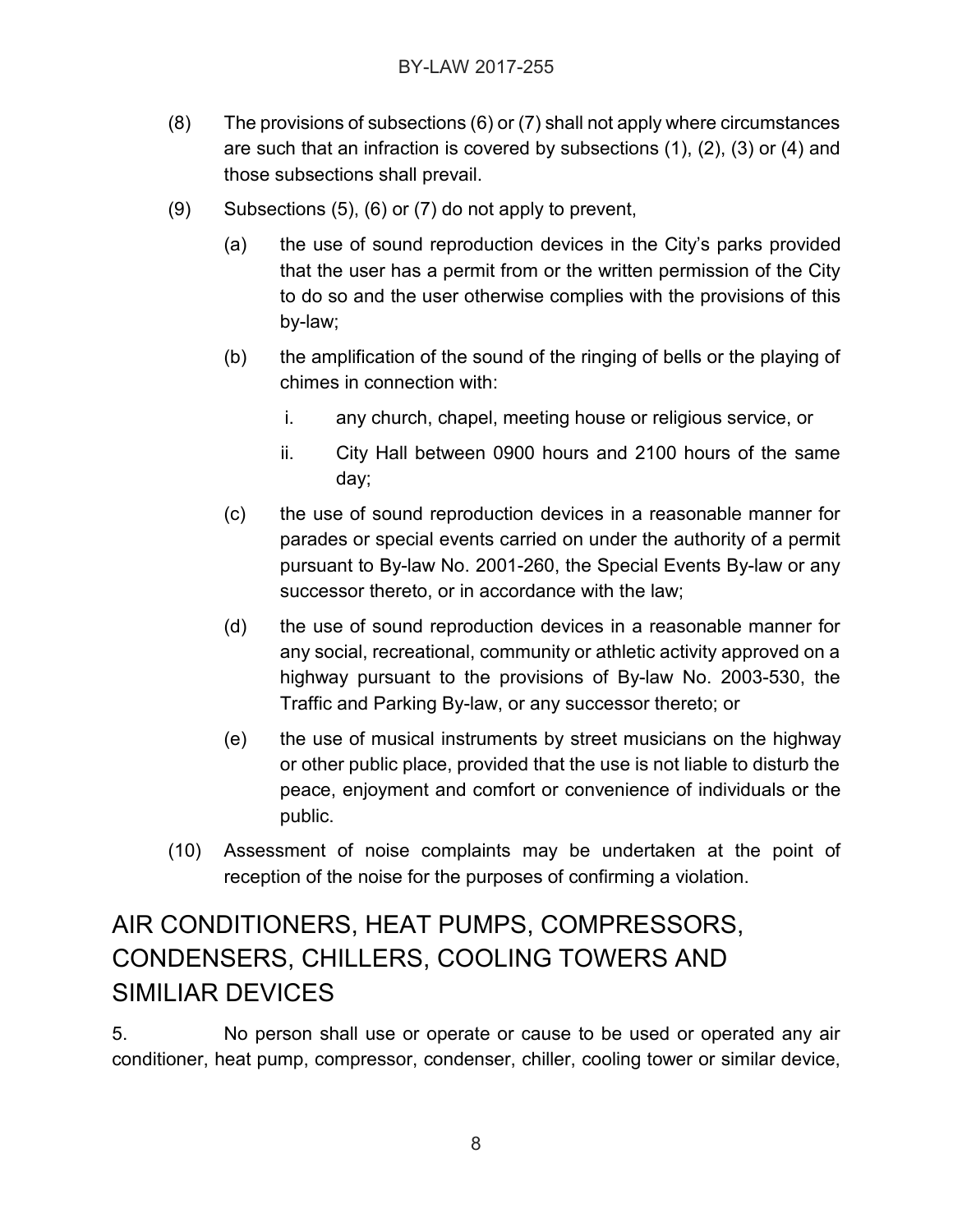(8) The provisions of subsections (6) or (7) shall not apply where circumstances are such that an infraction is covered by subsections (1), (2), (3) or (4) and those subsections shall prevail.

(9) Subsections (5), (6) or (7) do not apply to prevent,

(a) the use of sound reproduction devices in the City's parks provided that the user has a permit from or the written permission of the City to do so and the user otherwise complies with the provisions of this by-law;

(b) the amplification of the sound of the ringing of bells or the playing of chimes in connection with:

i. any church, chapel, meeting house or religious service, or

ii. City Hall between 0900 hours and 2100 hours of the same day;

(c) the use of sound reproduction devices in a reasonable manner for parades or special events carried on under the authority of a permit pursuant to By-law No. 2001-260, the Special Events By-law or any successor thereto, or in accordance with the law;

(d) the use of sound reproduction devices in a reasonable manner for any social, recreational, community or athletic activity approved on a highway pursuant to the provisions of By-law No. 2003-530, the Traffic and Parking By-law, or any successor thereto; or

(e) the use of musical instruments by street musicians on the highway or other public place, provided that the use is not liable to disturb the peace, enjoyment and comfort or convenience of individuals or the public.

(10) Assessment of noise complaints may be undertaken at the point of reception of the noise for the purposes of confirming a violation.

## AIR CONDITIONERS, HEAT PUMPS, COMPRESSORS, CONDENSERS, CHILLERS, COOLING TOWERS AND SIMILIAR DEVICES

5. No person shall use or operate or cause to be used or operated any air conditioner, heat pump, compressor, condenser, chiller, cooling tower or similar device,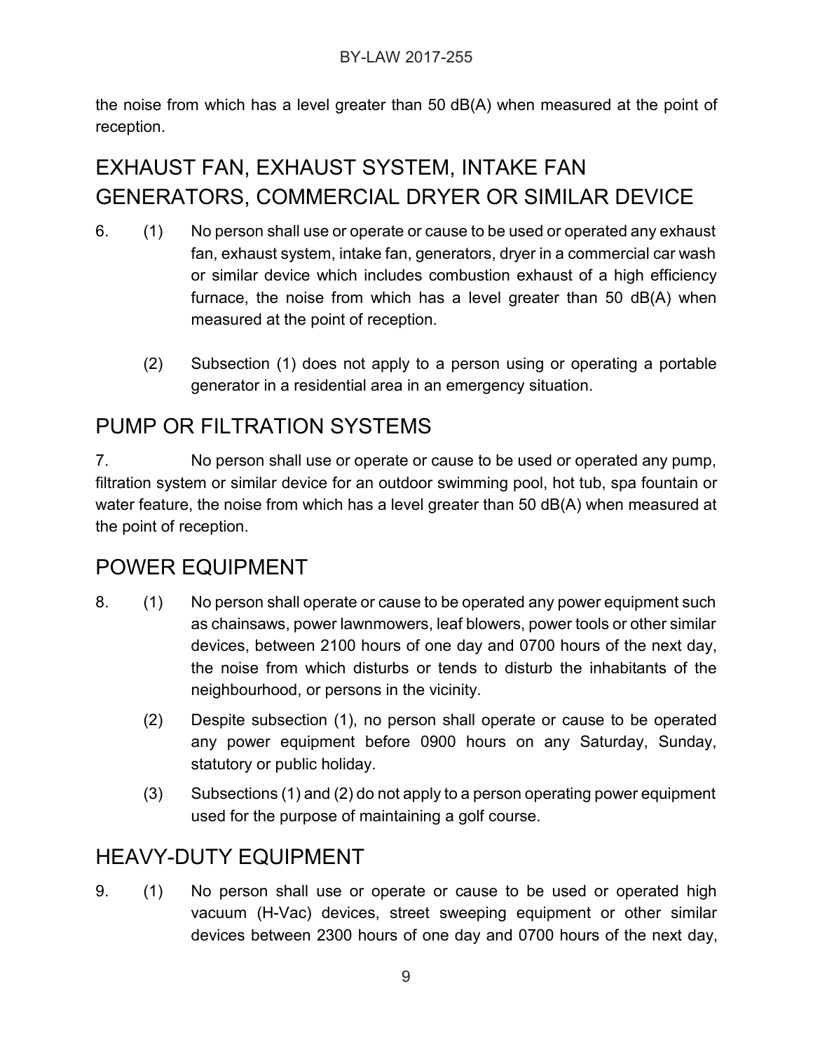the noise from which has a level greater than 50 dB(A) when measured at the point of reception.

## EXHAUST FAN, EXHAUST SYSTEM, INTAKE FAN GENERATORS, COMMERCIAL DRYER OR SIMILAR DEVICE

6. (1) No person shall use or operate or cause to be used or operated any exhaust fan, exhaust system, intake fan, generators, dryer in a commercial car wash or similar device which includes combustion exhaust of a high efficiency furnace, the noise from which has a level greater than 50 dB(A) when measured at the point of reception.

   (2) Subsection (1) does not apply to a person using or operating a portable generator in a residential area in an emergency situation.

## PUMP OR FILTRATION SYSTEMS

7. No person shall use or operate or cause to be used or operated any pump, filtration system or similar device for an outdoor swimming pool, hot tub, spa fountain or water feature, the noise from which has a level greater than 50 dB(A) when measured at the point of reception.

## POWER EQUIPMENT

8. (1) No person shall operate or cause to be operated any power equipment such as chainsaws, power lawnmowers, leaf blowers, power tools or other similar devices, between 2100 hours of one day and 0700 hours of the next day, the noise from which disturbs or tends to disturb the inhabitants of the neighbourhood, or persons in the vicinity.

   (2) Despite subsection (1), no person shall operate or cause to be operated any power equipment before 0900 hours on any Saturday, Sunday, statutory or public holiday.

   (3) Subsections (1) and (2) do not apply to a person operating power equipment used for the purpose of maintaining a golf course.

## HEAVY-DUTY EQUIPMENT

9. (1) No person shall use or operate or cause to be used or operated high vacuum (H-Vac) devices, street sweeping equipment or other similar devices between 2300 hours of one day and 0700 hours of the next day,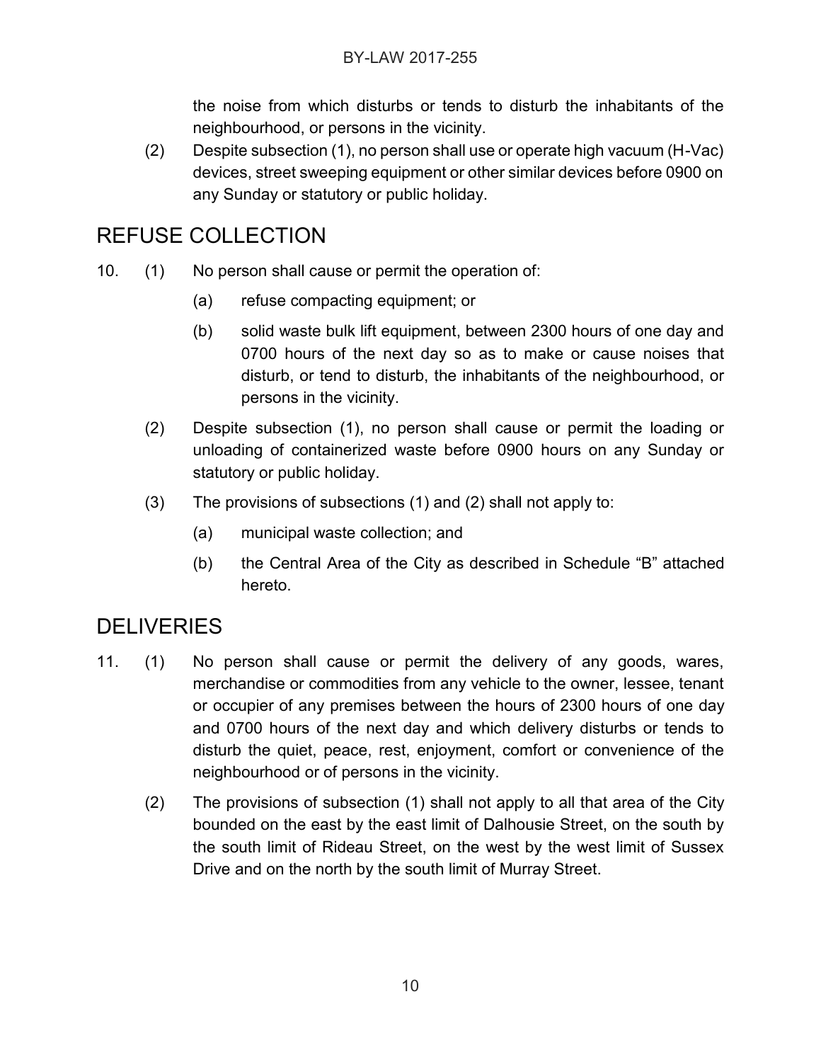the noise from which disturbs or tends to disturb the inhabitants of the neighbourhood, or persons in the vicinity.

(2) Despite subsection (1), no person shall use or operate high vacuum (H-Vac) devices, street sweeping equipment or other similar devices before 0900 on any Sunday or statutory or public holiday.

## REFUSE COLLECTION

10. (1) No person shall cause or permit the operation of:

    (a) refuse compacting equipment; or

    (b) solid waste bulk lift equipment, between 2300 hours of one day and 0700 hours of the next day so as to make or cause noises that disturb, or tend to disturb, the inhabitants of the neighbourhood, or persons in the vicinity.

(2) Despite subsection (1), no person shall cause or permit the loading or unloading of containerized waste before 0900 hours on any Sunday or statutory or public holiday.

(3) The provisions of subsections (1) and (2) shall not apply to:

    (a) municipal waste collection; and

    (b) the Central Area of the City as described in Schedule "B" attached hereto.

## DELIVERIES

11. (1) No person shall cause or permit the delivery of any goods, wares, merchandise or commodities from any vehicle to the owner, lessee, tenant or occupier of any premises between the hours of 2300 hours of one day and 0700 hours of the next day and which delivery disturbs or tends to disturb the quiet, peace, rest, enjoyment, comfort or convenience of the neighbourhood or of persons in the vicinity.

(2) The provisions of subsection (1) shall not apply to all that area of the City bounded on the east by the east limit of Dalhousie Street, on the south by the south limit of Rideau Street, on the west by the west limit of Sussex Drive and on the north by the south limit of Murray Street.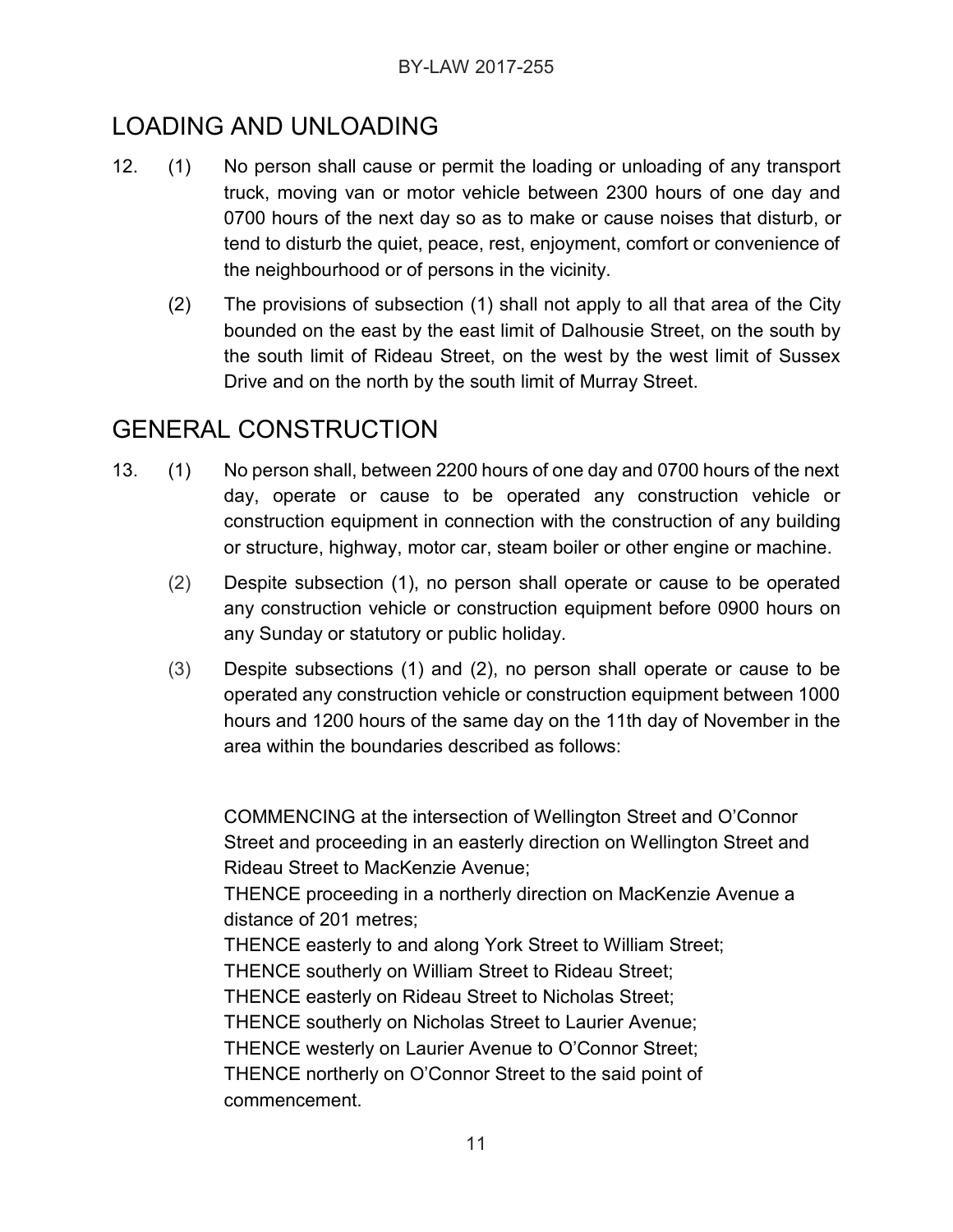## LOADING AND UNLOADING

12. (1) No person shall cause or permit the loading or unloading of any transport truck, moving van or motor vehicle between 2300 hours of one day and 0700 hours of the next day so as to make or cause noises that disturb, or tend to disturb the quiet, peace, rest, enjoyment, comfort or convenience of the neighbourhood or of persons in the vicinity.

    (2) The provisions of subsection (1) shall not apply to all that area of the City bounded on the east by the east limit of Dalhousie Street, on the south by the south limit of Rideau Street, on the west by the west limit of Sussex Drive and on the north by the south limit of Murray Street.

## GENERAL CONSTRUCTION

13. (1) No person shall, between 2200 hours of one day and 0700 hours of the next day, operate or cause to be operated any construction vehicle or construction equipment in connection with the construction of any building or structure, highway, motor car, steam boiler or other engine or machine.

    (2) Despite subsection (1), no person shall operate or cause to be operated any construction vehicle or construction equipment before 0900 hours on any Sunday or statutory or public holiday.

    (3) Despite subsections (1) and (2), no person shall operate or cause to be operated any construction vehicle or construction equipment between 1000 hours and 1200 hours of the same day on the 11th day of November in the area within the boundaries described as follows:

    COMMENCING at the intersection of Wellington Street and O'Connor Street and proceeding in an easterly direction on Wellington Street and Rideau Street to MacKenzie Avenue;
    THENCE proceeding in a northerly direction on MacKenzie Avenue a distance of 201 metres;
    THENCE easterly to and along York Street to William Street;
    THENCE southerly on William Street to Rideau Street;
    THENCE easterly on Rideau Street to Nicholas Street;
    THENCE southerly on Nicholas Street to Laurier Avenue;
    THENCE westerly on Laurier Avenue to O'Connor Street;
    THENCE northerly on O'Connor Street to the said point of commencement.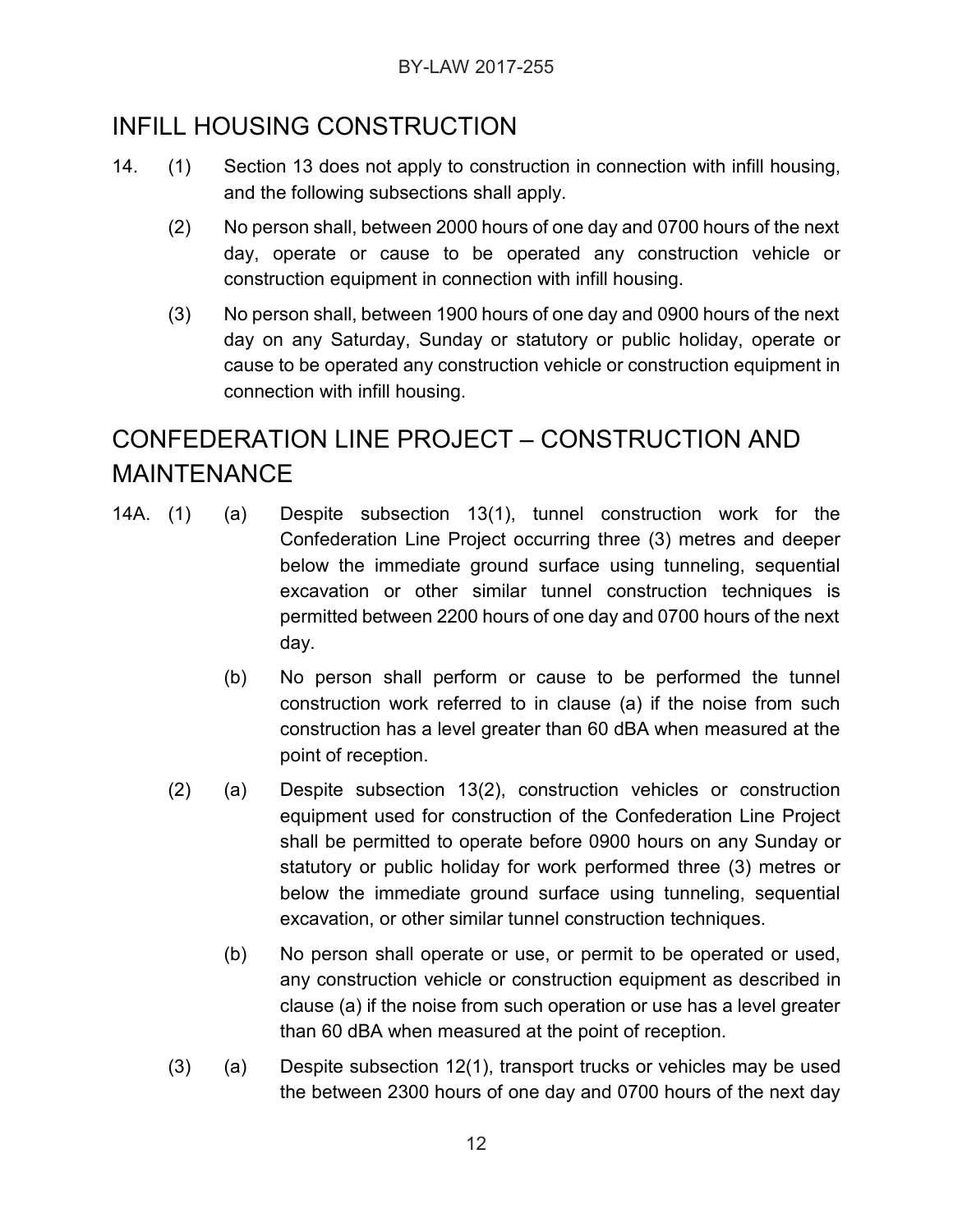## INFILL HOUSING CONSTRUCTION

14. (1) Section 13 does not apply to construction in connection with infill housing, and the following subsections shall apply.

    (2) No person shall, between 2000 hours of one day and 0700 hours of the next day, operate or cause to be operated any construction vehicle or construction equipment in connection with infill housing.

    (3) No person shall, between 1900 hours of one day and 0900 hours of the next day on any Saturday, Sunday or statutory or public holiday, operate or cause to be operated any construction vehicle or construction equipment in connection with infill housing.

## CONFEDERATION LINE PROJECT – CONSTRUCTION AND MAINTENANCE

14A. (1) (a) Despite subsection 13(1), tunnel construction work for the Confederation Line Project occurring three (3) metres and deeper below the immediate ground surface using tunneling, sequential excavation or other similar tunnel construction techniques is permitted between 2200 hours of one day and 0700 hours of the next day.

    (b) No person shall perform or cause to be performed the tunnel construction work referred to in clause (a) if the noise from such construction has a level greater than 60 dBA when measured at the point of reception.

    (2) (a) Despite subsection 13(2), construction vehicles or construction equipment used for construction of the Confederation Line Project shall be permitted to operate before 0900 hours on any Sunday or statutory or public holiday for work performed three (3) metres or below the immediate ground surface using tunneling, sequential excavation, or other similar tunnel construction techniques.

    (b) No person shall operate or use, or permit to be operated or used, any construction vehicle or construction equipment as described in clause (a) if the noise from such operation or use has a level greater than 60 dBA when measured at the point of reception.

    (3) (a) Despite subsection 12(1), transport trucks or vehicles may be used the between 2300 hours of one day and 0700 hours of the next day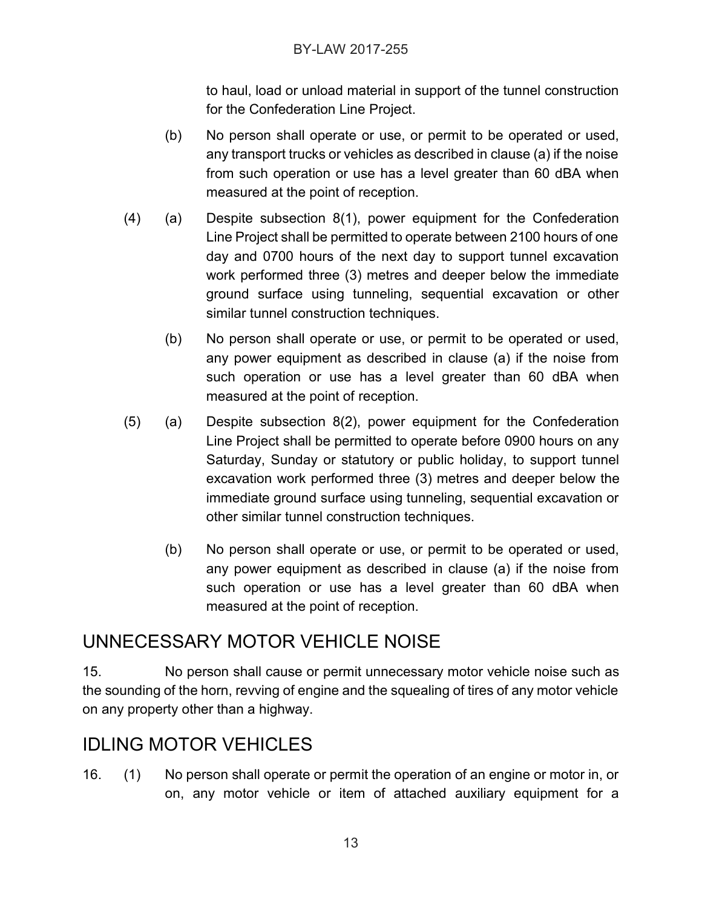to haul, load or unload material in support of the tunnel construction for the Confederation Line Project.

(b) No person shall operate or use, or permit to be operated or used, any transport trucks or vehicles as described in clause (a) if the noise from such operation or use has a level greater than 60 dBA when measured at the point of reception.

(4) (a) Despite subsection 8(1), power equipment for the Confederation Line Project shall be permitted to operate between 2100 hours of one day and 0700 hours of the next day to support tunnel excavation work performed three (3) metres and deeper below the immediate ground surface using tunneling, sequential excavation or other similar tunnel construction techniques.

(b) No person shall operate or use, or permit to be operated or used, any power equipment as described in clause (a) if the noise from such operation or use has a level greater than 60 dBA when measured at the point of reception.

(5) (a) Despite subsection 8(2), power equipment for the Confederation Line Project shall be permitted to operate before 0900 hours on any Saturday, Sunday or statutory or public holiday, to support tunnel excavation work performed three (3) metres and deeper below the immediate ground surface using tunneling, sequential excavation or other similar tunnel construction techniques.

(b) No person shall operate or use, or permit to be operated or used, any power equipment as described in clause (a) if the noise from such operation or use has a level greater than 60 dBA when measured at the point of reception.

## UNNECESSARY MOTOR VEHICLE NOISE

15. No person shall cause or permit unnecessary motor vehicle noise such as the sounding of the horn, revving of engine and the squealing of tires of any motor vehicle on any property other than a highway.

## IDLING MOTOR VEHICLES

16. (1) No person shall operate or permit the operation of an engine or motor in, or on, any motor vehicle or item of attached auxiliary equipment for a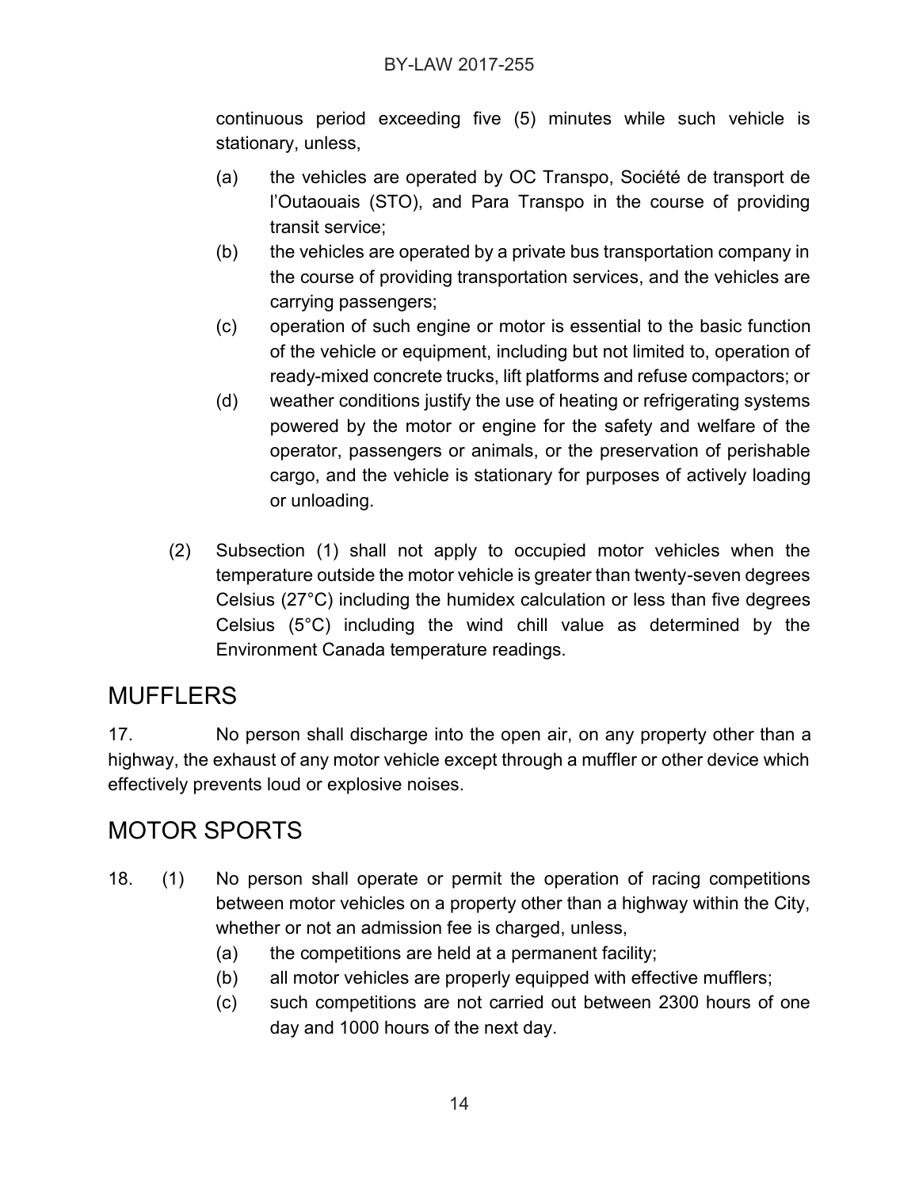continuous period exceeding five (5) minutes while such vehicle is stationary, unless,

(a) the vehicles are operated by OC Transpo, Société de transport de l'Outaouais (STO), and Para Transpo in the course of providing transit service;

(b) the vehicles are operated by a private bus transportation company in the course of providing transportation services, and the vehicles are carrying passengers;

(c) operation of such engine or motor is essential to the basic function of the vehicle or equipment, including but not limited to, operation of ready-mixed concrete trucks, lift platforms and refuse compactors; or

(d) weather conditions justify the use of heating or refrigerating systems powered by the motor or engine for the safety and welfare of the operator, passengers or animals, or the preservation of perishable cargo, and the vehicle is stationary for purposes of actively loading or unloading.

(2) Subsection (1) shall not apply to occupied motor vehicles when the temperature outside the motor vehicle is greater than twenty-seven degrees Celsius (27°C) including the humidex calculation or less than five degrees Celsius (5°C) including the wind chill value as determined by the Environment Canada temperature readings.

## MUFFLERS

17. No person shall discharge into the open air, on any property other than a highway, the exhaust of any motor vehicle except through a muffler or other device which effectively prevents loud or explosive noises.

## MOTOR SPORTS

18. (1) No person shall operate or permit the operation of racing competitions between motor vehicles on a property other than a highway within the City, whether or not an admission fee is charged, unless,

(a) the competitions are held at a permanent facility;

(b) all motor vehicles are properly equipped with effective mufflers;

(c) such competitions are not carried out between 2300 hours of one day and 1000 hours of the next day.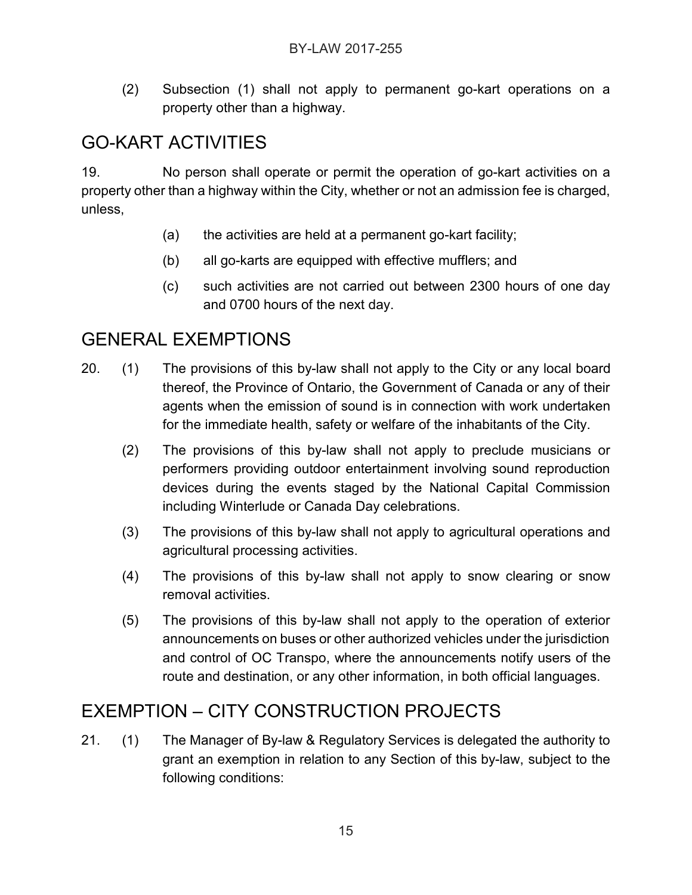(2) Subsection (1) shall not apply to permanent go-kart operations on a property other than a highway.

## GO-KART ACTIVITIES

19. No person shall operate or permit the operation of go-kart activities on a property other than a highway within the City, whether or not an admission fee is charged, unless,

(a) the activities are held at a permanent go-kart facility;

(b) all go-karts are equipped with effective mufflers; and

(c) such activities are not carried out between 2300 hours of one day and 0700 hours of the next day.

## GENERAL EXEMPTIONS

20. (1) The provisions of this by-law shall not apply to the City or any local board thereof, the Province of Ontario, the Government of Canada or any of their agents when the emission of sound is in connection with work undertaken for the immediate health, safety or welfare of the inhabitants of the City.

(2) The provisions of this by-law shall not apply to preclude musicians or performers providing outdoor entertainment involving sound reproduction devices during the events staged by the National Capital Commission including Winterlude or Canada Day celebrations.

(3) The provisions of this by-law shall not apply to agricultural operations and agricultural processing activities.

(4) The provisions of this by-law shall not apply to snow clearing or snow removal activities.

(5) The provisions of this by-law shall not apply to the operation of exterior announcements on buses or other authorized vehicles under the jurisdiction and control of OC Transpo, where the announcements notify users of the route and destination, or any other information, in both official languages.

## EXEMPTION – CITY CONSTRUCTION PROJECTS

21. (1) The Manager of By-law & Regulatory Services is delegated the authority to grant an exemption in relation to any Section of this by-law, subject to the following conditions: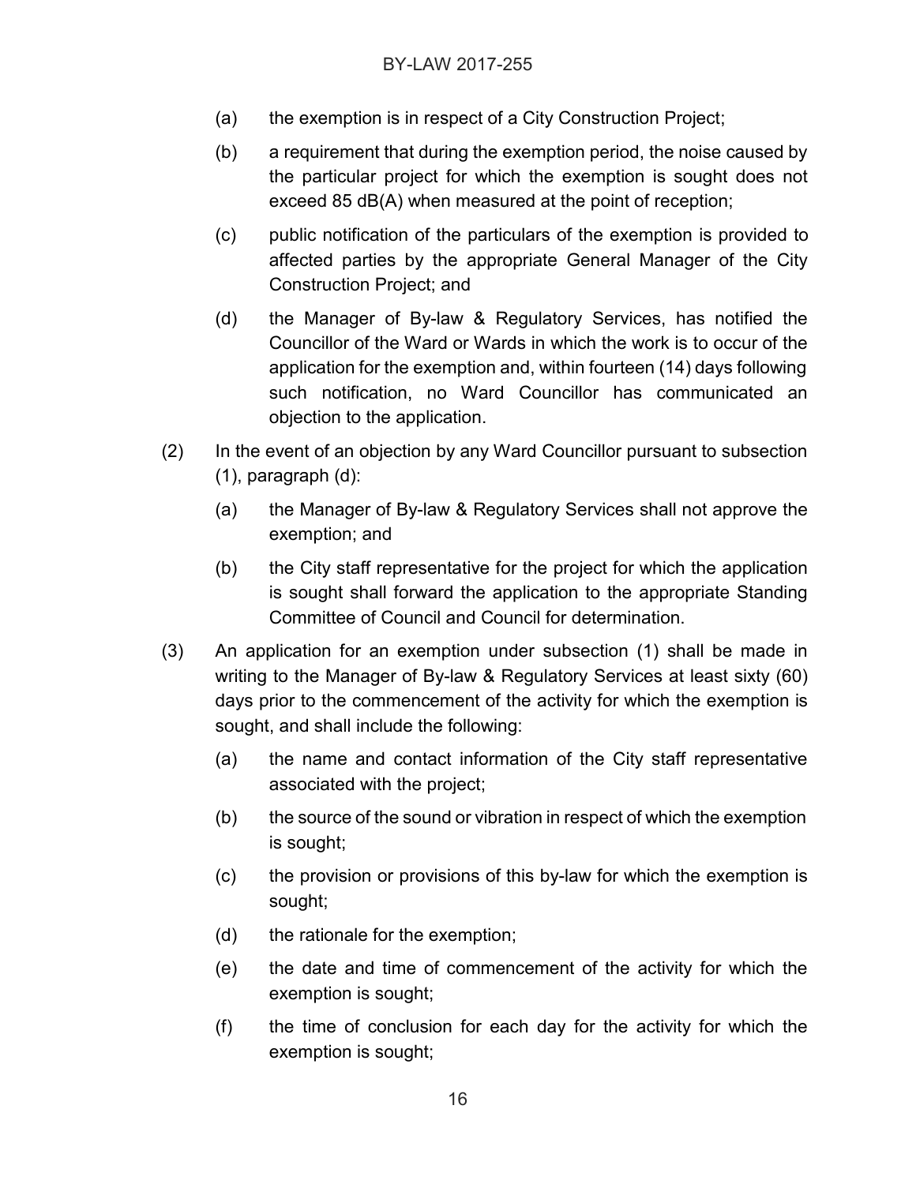(a) the exemption is in respect of a City Construction Project;

(b) a requirement that during the exemption period, the noise caused by the particular project for which the exemption is sought does not exceed 85 dB(A) when measured at the point of reception;

(c) public notification of the particulars of the exemption is provided to affected parties by the appropriate General Manager of the City Construction Project; and

(d) the Manager of By-law & Regulatory Services, has notified the Councillor of the Ward or Wards in which the work is to occur of the application for the exemption and, within fourteen (14) days following such notification, no Ward Councillor has communicated an objection to the application.

(2) In the event of an objection by any Ward Councillor pursuant to subsection (1), paragraph (d):

(a) the Manager of By-law & Regulatory Services shall not approve the exemption; and

(b) the City staff representative for the project for which the application is sought shall forward the application to the appropriate Standing Committee of Council and Council for determination.

(3) An application for an exemption under subsection (1) shall be made in writing to the Manager of By-law & Regulatory Services at least sixty (60) days prior to the commencement of the activity for which the exemption is sought, and shall include the following:

(a) the name and contact information of the City staff representative associated with the project;

(b) the source of the sound or vibration in respect of which the exemption is sought;

(c) the provision or provisions of this by-law for which the exemption is sought;

(d) the rationale for the exemption;

(e) the date and time of commencement of the activity for which the exemption is sought;

(f) the time of conclusion for each day for the activity for which the exemption is sought;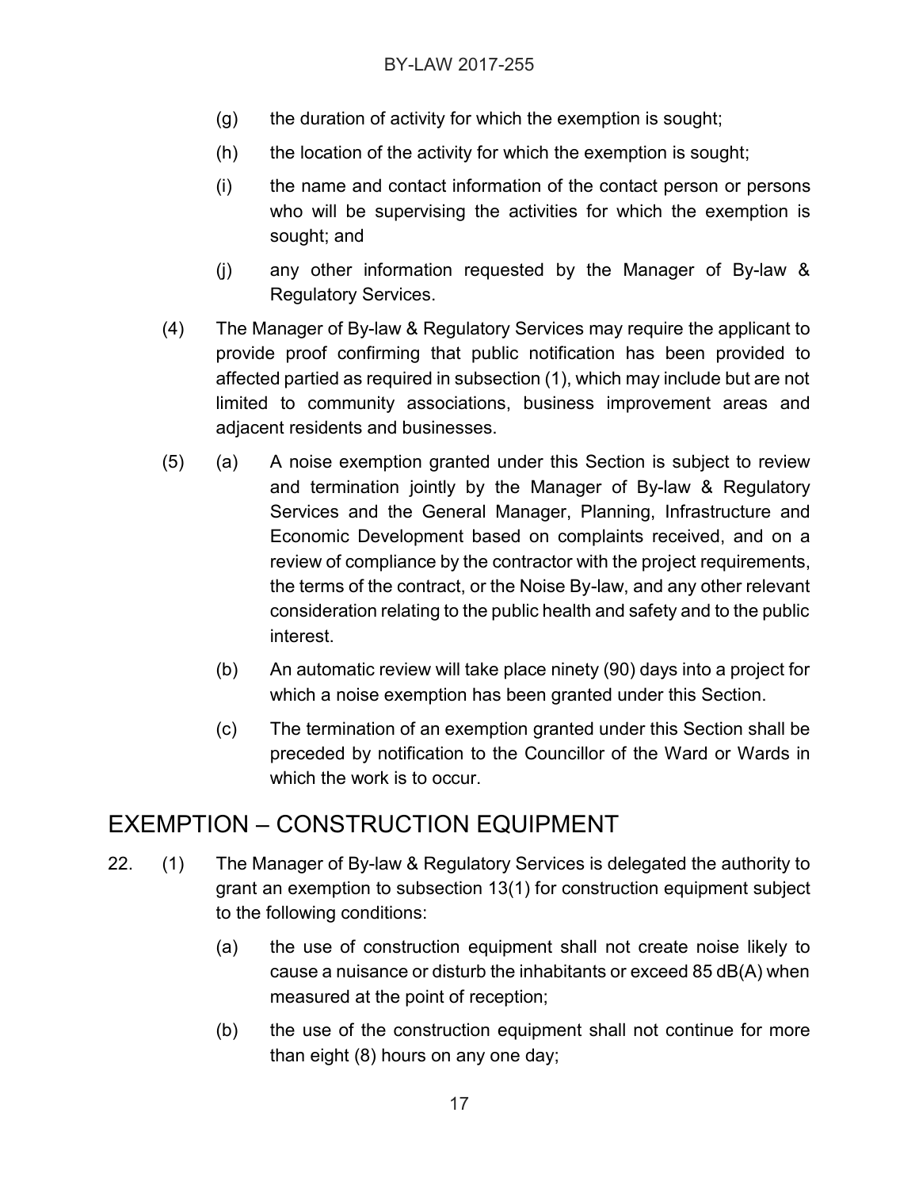(g) the duration of activity for which the exemption is sought;

(h) the location of the activity for which the exemption is sought;

(i) the name and contact information of the contact person or persons who will be supervising the activities for which the exemption is sought; and

(j) any other information requested by the Manager of By-law & Regulatory Services.

(4) The Manager of By-law & Regulatory Services may require the applicant to provide proof confirming that public notification has been provided to affected partied as required in subsection (1), which may include but are not limited to community associations, business improvement areas and adjacent residents and businesses.

(5) (a) A noise exemption granted under this Section is subject to review and termination jointly by the Manager of By-law & Regulatory Services and the General Manager, Planning, Infrastructure and Economic Development based on complaints received, and on a review of compliance by the contractor with the project requirements, the terms of the contract, or the Noise By-law, and any other relevant consideration relating to the public health and safety and to the public interest.

(b) An automatic review will take place ninety (90) days into a project for which a noise exemption has been granted under this Section.

(c) The termination of an exemption granted under this Section shall be preceded by notification to the Councillor of the Ward or Wards in which the work is to occur.

## EXEMPTION – CONSTRUCTION EQUIPMENT

22. (1) The Manager of By-law & Regulatory Services is delegated the authority to grant an exemption to subsection 13(1) for construction equipment subject to the following conditions:

(a) the use of construction equipment shall not create noise likely to cause a nuisance or disturb the inhabitants or exceed 85 dB(A) when measured at the point of reception;

(b) the use of the construction equipment shall not continue for more than eight (8) hours on any one day;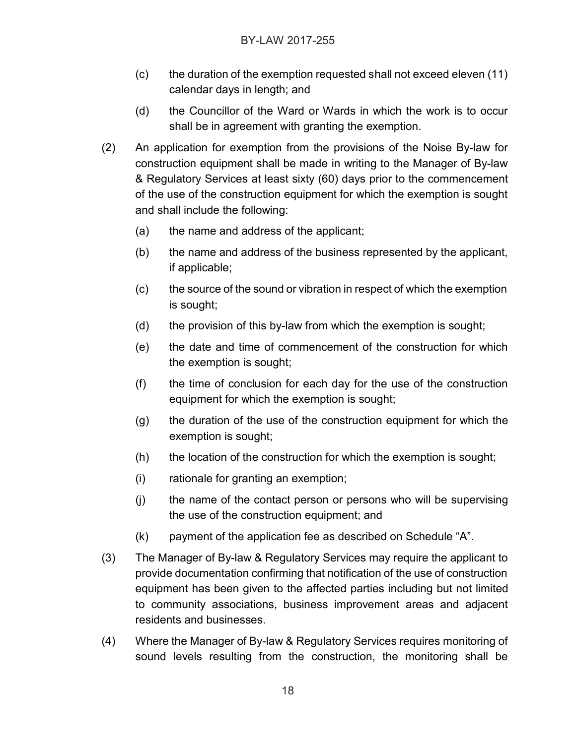(c) the duration of the exemption requested shall not exceed eleven (11) calendar days in length; and

(d) the Councillor of the Ward or Wards in which the work is to occur shall be in agreement with granting the exemption.

(2) An application for exemption from the provisions of the Noise By-law for construction equipment shall be made in writing to the Manager of By-law & Regulatory Services at least sixty (60) days prior to the commencement of the use of the construction equipment for which the exemption is sought and shall include the following:

(a) the name and address of the applicant;

(b) the name and address of the business represented by the applicant, if applicable;

(c) the source of the sound or vibration in respect of which the exemption is sought;

(d) the provision of this by-law from which the exemption is sought;

(e) the date and time of commencement of the construction for which the exemption is sought;

(f) the time of conclusion for each day for the use of the construction equipment for which the exemption is sought;

(g) the duration of the use of the construction equipment for which the exemption is sought;

(h) the location of the construction for which the exemption is sought;

(i) rationale for granting an exemption;

(j) the name of the contact person or persons who will be supervising the use of the construction equipment; and

(k) payment of the application fee as described on Schedule "A".

(3) The Manager of By-law & Regulatory Services may require the applicant to provide documentation confirming that notification of the use of construction equipment has been given to the affected parties including but not limited to community associations, business improvement areas and adjacent residents and businesses.

(4) Where the Manager of By-law & Regulatory Services requires monitoring of sound levels resulting from the construction, the monitoring shall be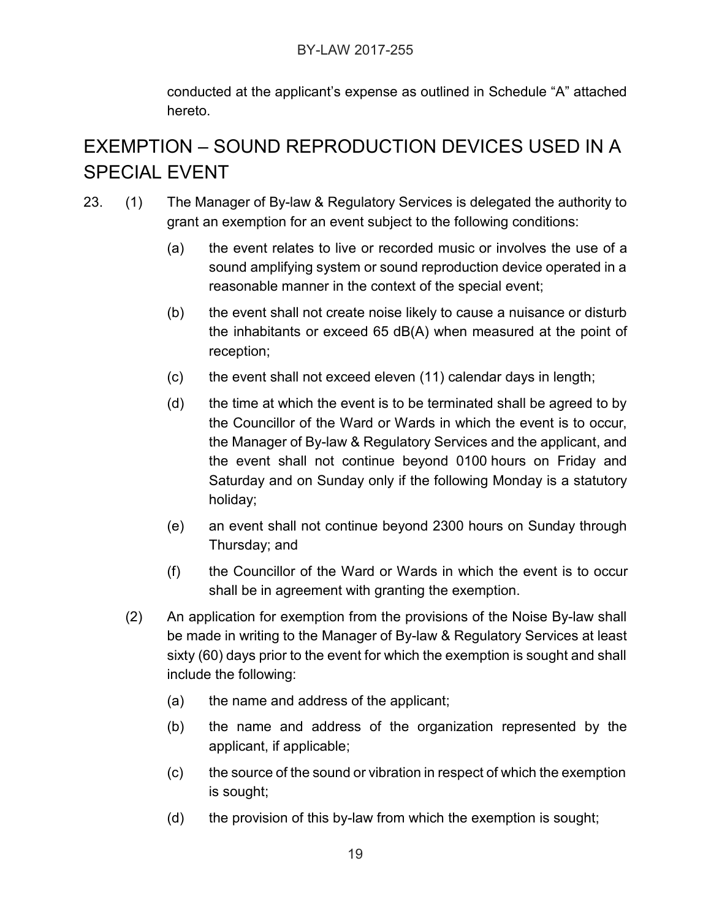conducted at the applicant's expense as outlined in Schedule "A" attached hereto.

## EXEMPTION – SOUND REPRODUCTION DEVICES USED IN A SPECIAL EVENT

23. (1) The Manager of By-law & Regulatory Services is delegated the authority to grant an exemption for an event subject to the following conditions:

    (a) the event relates to live or recorded music or involves the use of a sound amplifying system or sound reproduction device operated in a reasonable manner in the context of the special event;

    (b) the event shall not create noise likely to cause a nuisance or disturb the inhabitants or exceed 65 dB(A) when measured at the point of reception;

    (c) the event shall not exceed eleven (11) calendar days in length;

    (d) the time at which the event is to be terminated shall be agreed to by the Councillor of the Ward or Wards in which the event is to occur, the Manager of By-law & Regulatory Services and the applicant, and the event shall not continue beyond 0100 hours on Friday and Saturday and on Sunday only if the following Monday is a statutory holiday;

    (e) an event shall not continue beyond 2300 hours on Sunday through Thursday; and

    (f) the Councillor of the Ward or Wards in which the event is to occur shall be in agreement with granting the exemption.

    (2) An application for exemption from the provisions of the Noise By-law shall be made in writing to the Manager of By-law & Regulatory Services at least sixty (60) days prior to the event for which the exemption is sought and shall include the following:

    (a) the name and address of the applicant;

    (b) the name and address of the organization represented by the applicant, if applicable;

    (c) the source of the sound or vibration in respect of which the exemption is sought;

    (d) the provision of this by-law from which the exemption is sought;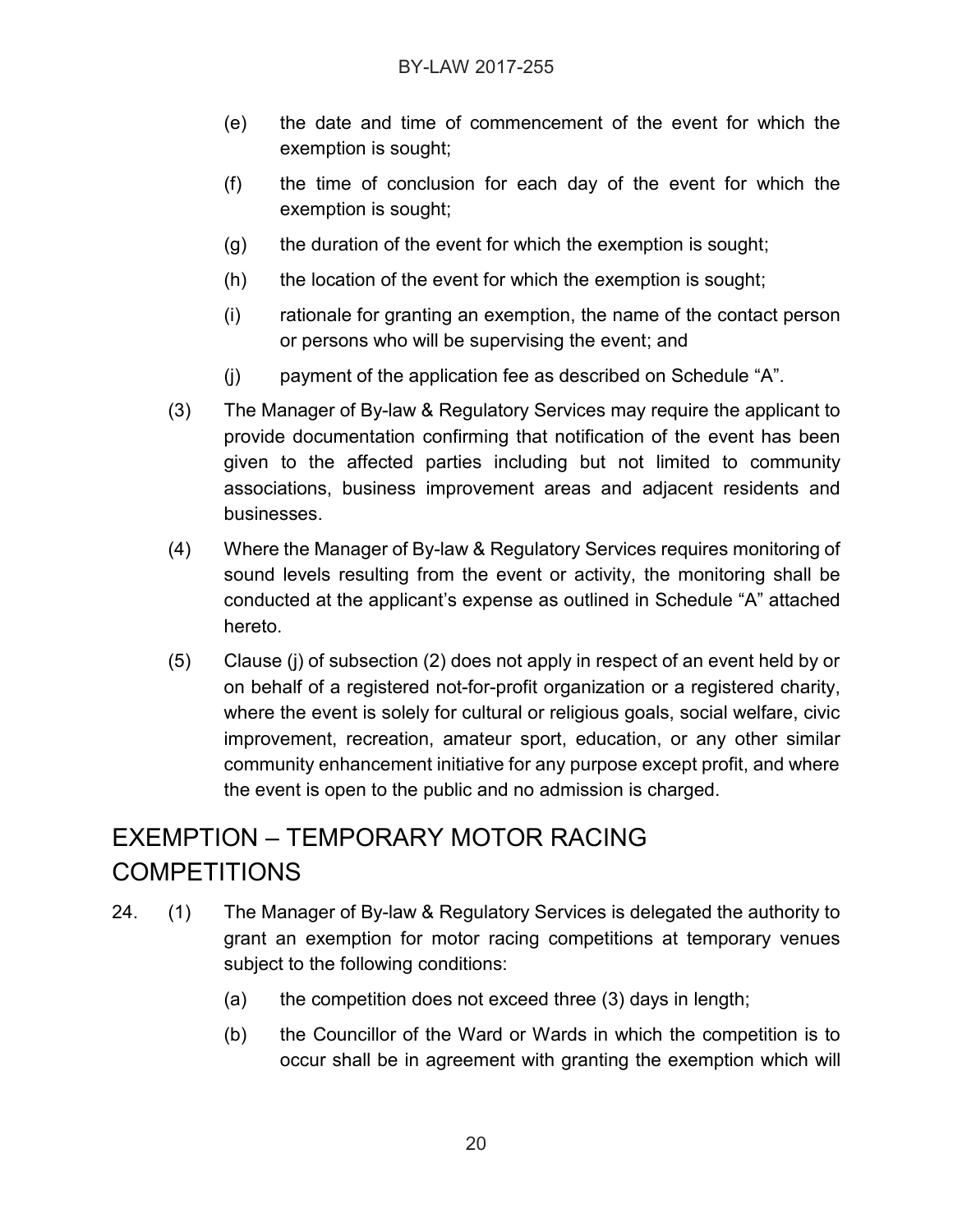(e) the date and time of commencement of the event for which the exemption is sought;

(f) the time of conclusion for each day of the event for which the exemption is sought;

(g) the duration of the event for which the exemption is sought;

(h) the location of the event for which the exemption is sought;

(i) rationale for granting an exemption, the name of the contact person or persons who will be supervising the event; and

(j) payment of the application fee as described on Schedule "A".

(3) The Manager of By-law & Regulatory Services may require the applicant to provide documentation confirming that notification of the event has been given to the affected parties including but not limited to community associations, business improvement areas and adjacent residents and businesses.

(4) Where the Manager of By-law & Regulatory Services requires monitoring of sound levels resulting from the event or activity, the monitoring shall be conducted at the applicant's expense as outlined in Schedule "A" attached hereto.

(5) Clause (j) of subsection (2) does not apply in respect of an event held by or on behalf of a registered not-for-profit organization or a registered charity, where the event is solely for cultural or religious goals, social welfare, civic improvement, recreation, amateur sport, education, or any other similar community enhancement initiative for any purpose except profit, and where the event is open to the public and no admission is charged.

## EXEMPTION – TEMPORARY MOTOR RACING COMPETITIONS

24. (1) The Manager of By-law & Regulatory Services is delegated the authority to grant an exemption for motor racing competitions at temporary venues subject to the following conditions:

(a) the competition does not exceed three (3) days in length;

(b) the Councillor of the Ward or Wards in which the competition is to occur shall be in agreement with granting the exemption which will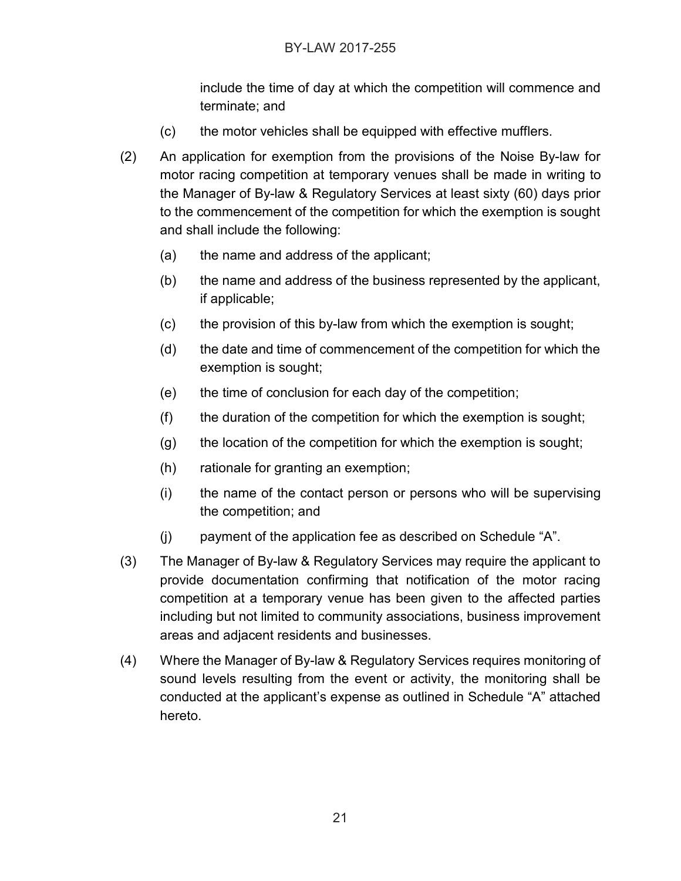include the time of day at which the competition will commence and terminate; and

(c) the motor vehicles shall be equipped with effective mufflers.

(2) An application for exemption from the provisions of the Noise By-law for motor racing competition at temporary venues shall be made in writing to the Manager of By-law & Regulatory Services at least sixty (60) days prior to the commencement of the competition for which the exemption is sought and shall include the following:

(a) the name and address of the applicant;

(b) the name and address of the business represented by the applicant, if applicable;

(c) the provision of this by-law from which the exemption is sought;

(d) the date and time of commencement of the competition for which the exemption is sought;

(e) the time of conclusion for each day of the competition;

(f) the duration of the competition for which the exemption is sought;

(g) the location of the competition for which the exemption is sought;

(h) rationale for granting an exemption;

(i) the name of the contact person or persons who will be supervising the competition; and

(j) payment of the application fee as described on Schedule "A".

(3) The Manager of By-law & Regulatory Services may require the applicant to provide documentation confirming that notification of the motor racing competition at a temporary venue has been given to the affected parties including but not limited to community associations, business improvement areas and adjacent residents and businesses.

(4) Where the Manager of By-law & Regulatory Services requires monitoring of sound levels resulting from the event or activity, the monitoring shall be conducted at the applicant's expense as outlined in Schedule "A" attached hereto.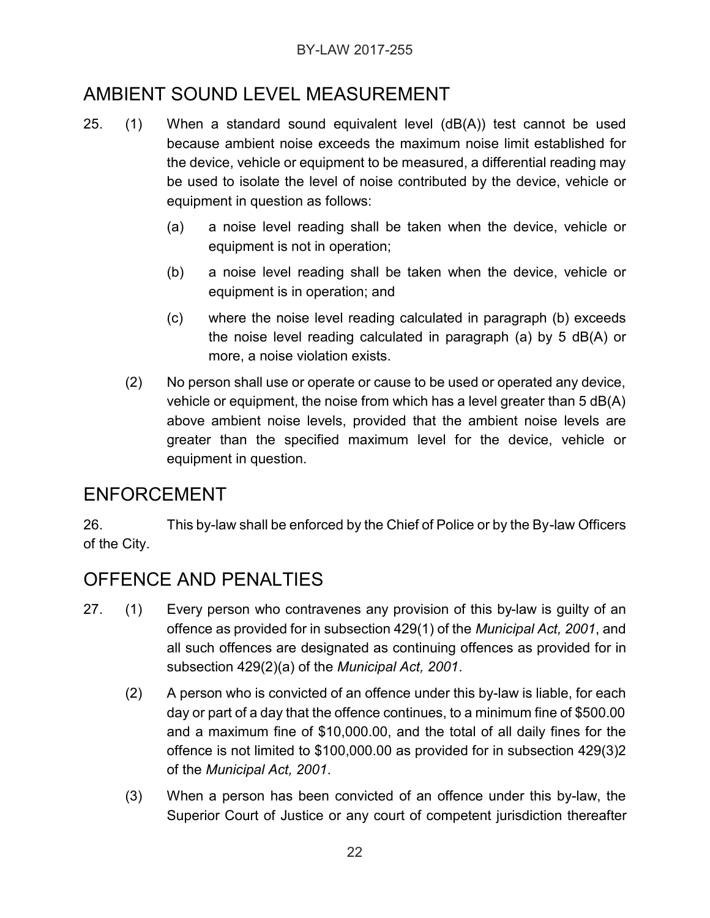## AMBIENT SOUND LEVEL MEASUREMENT

25. (1) When a standard sound equivalent level (dB(A)) test cannot be used because ambient noise exceeds the maximum noise limit established for the device, vehicle or equipment to be measured, a differential reading may be used to isolate the level of noise contributed by the device, vehicle or equipment in question as follows:

    (a) a noise level reading shall be taken when the device, vehicle or equipment is not in operation;

    (b) a noise level reading shall be taken when the device, vehicle or equipment is in operation; and

    (c) where the noise level reading calculated in paragraph (b) exceeds the noise level reading calculated in paragraph (a) by 5 dB(A) or more, a noise violation exists.

    (2) No person shall use or operate or cause to be used or operated any device, vehicle or equipment, the noise from which has a level greater than 5 dB(A) above ambient noise levels, provided that the ambient noise levels are greater than the specified maximum level for the device, vehicle or equipment in question.

## ENFORCEMENT

26. This by-law shall be enforced by the Chief of Police or by the By-law Officers of the City.

## OFFENCE AND PENALTIES

27. (1) Every person who contravenes any provision of this by-law is guilty of an offence as provided for in subsection 429(1) of the *Municipal Act, 2001*, and all such offences are designated as continuing offences as provided for in subsection 429(2)(a) of the *Municipal Act, 2001*.

    (2) A person who is convicted of an offence under this by-law is liable, for each day or part of a day that the offence continues, to a minimum fine of $500.00 and a maximum fine of $10,000.00, and the total of all daily fines for the offence is not limited to $100,000.00 as provided for in subsection 429(3)2 of the *Municipal Act, 2001*.

    (3) When a person has been convicted of an offence under this by-law, the Superior Court of Justice or any court of competent jurisdiction thereafter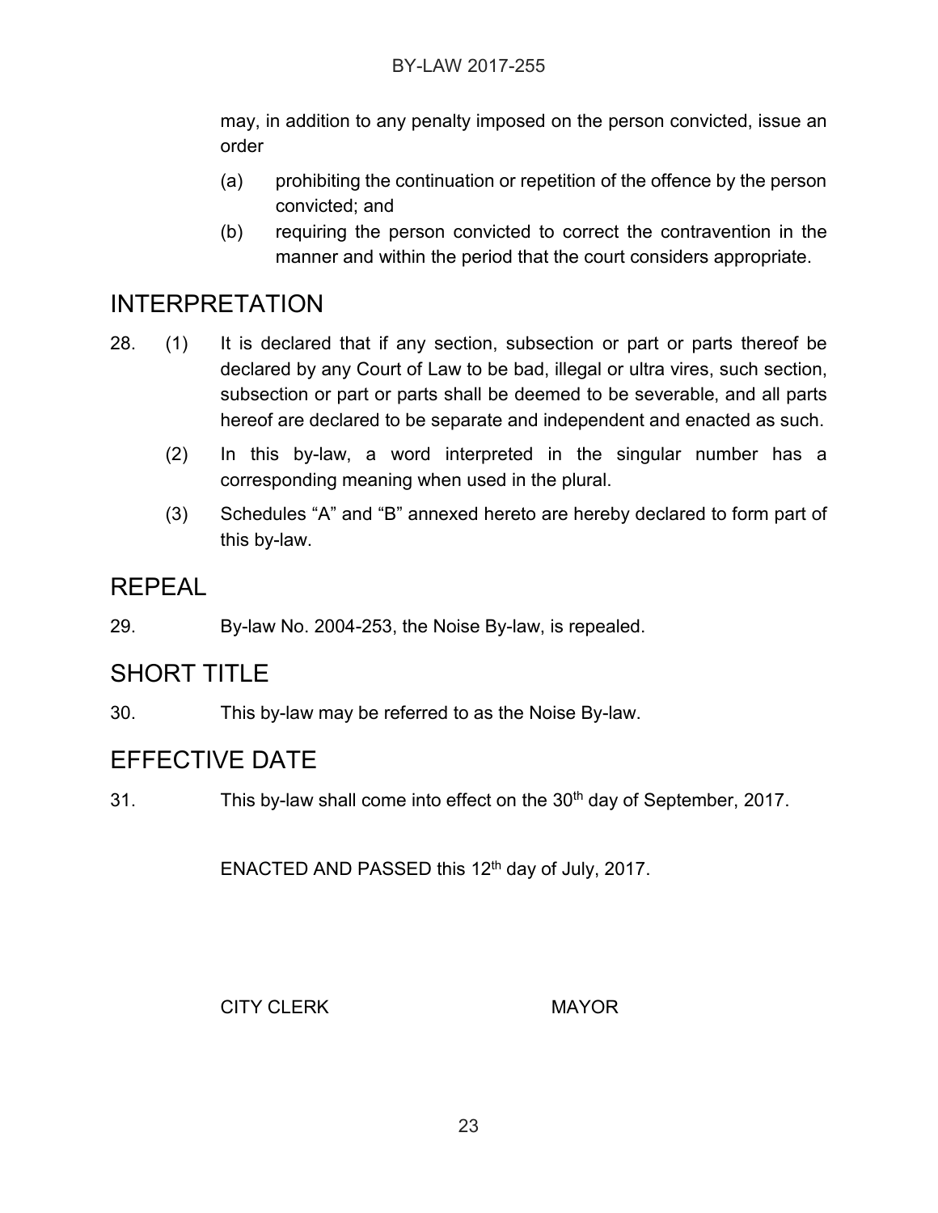may, in addition to any penalty imposed on the person convicted, issue an order

(a) prohibiting the continuation or repetition of the offence by the person convicted; and

(b) requiring the person convicted to correct the contravention in the manner and within the period that the court considers appropriate.

## INTERPRETATION

28. (1) It is declared that if any section, subsection or part or parts thereof be declared by any Court of Law to be bad, illegal or ultra vires, such section, subsection or part or parts shall be deemed to be severable, and all parts hereof are declared to be separate and independent and enacted as such.

(2) In this by-law, a word interpreted in the singular number has a corresponding meaning when used in the plural.

(3) Schedules "A" and "B" annexed hereto are hereby declared to form part of this by-law.

## REPEAL

29. By-law No. 2004-253, the Noise By-law, is repealed.

## SHORT TITLE

30. This by-law may be referred to as the Noise By-law.

## EFFECTIVE DATE

31. This by-law shall come into effect on the 30th day of September, 2017.

ENACTED AND PASSED this 12th day of July, 2017.

CITY CLERK MAYOR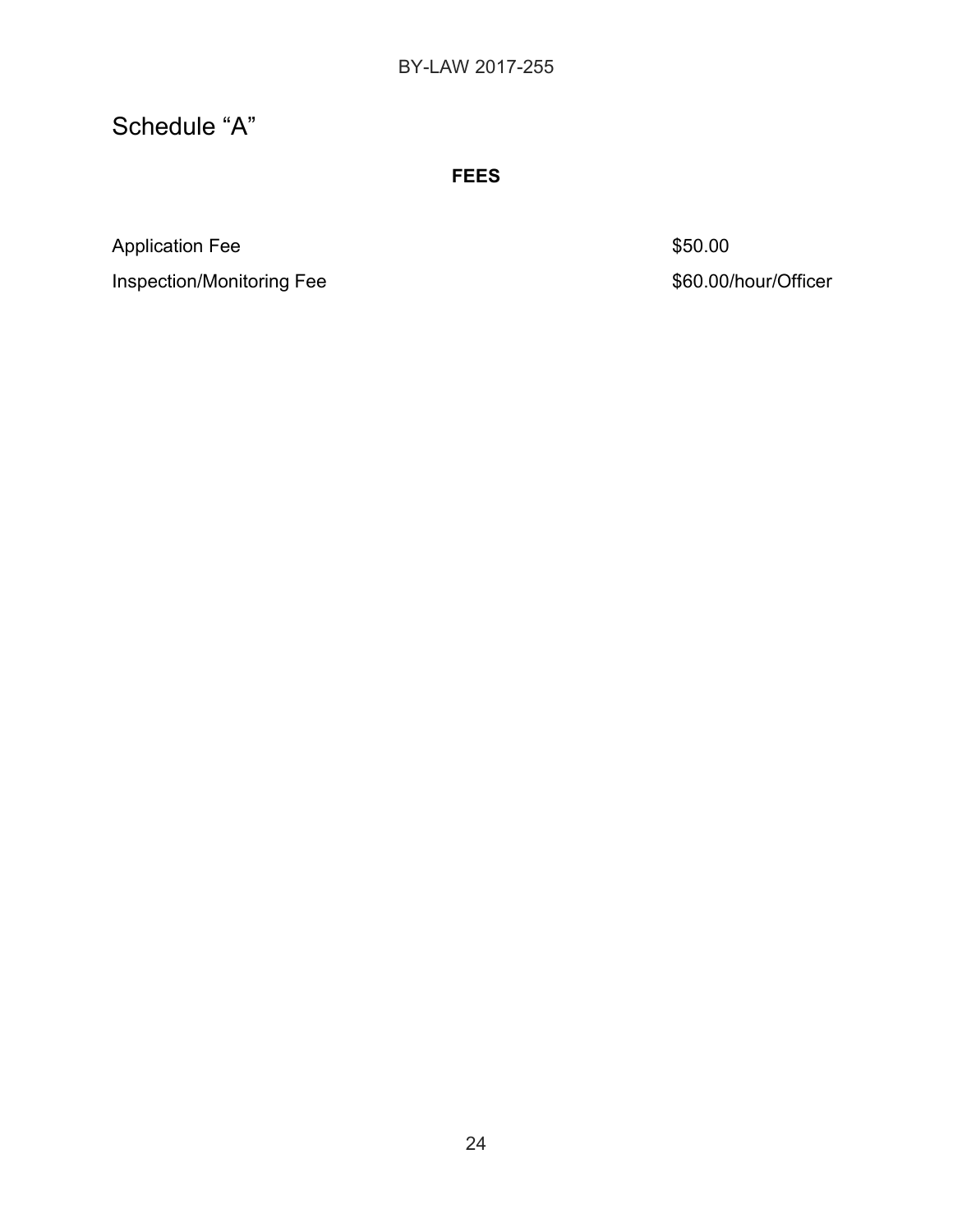# Schedule "A"

**FEES**

| Fee | Amount |
| --- | --- |
| Application Fee | $50.00 |
| Inspection/Monitoring Fee | $60.00/hour/Officer |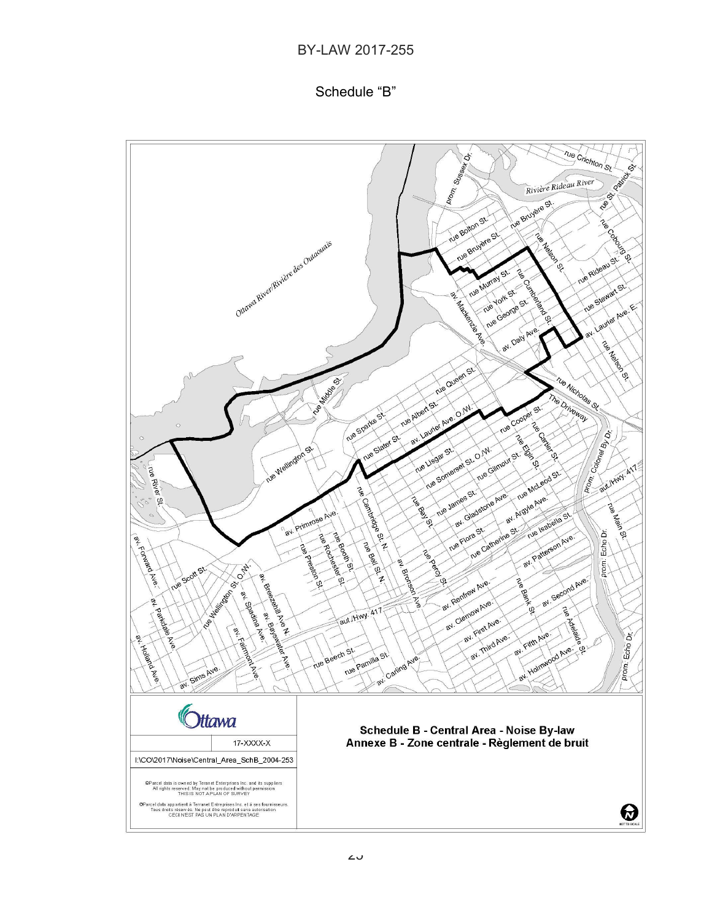BY-LAW 2017-255

Schedule "B"

Schedule B - Central Area - Noise By-law
Annexe B - Zone centrale - Règlement de bruit

17-XXXX-X

I:\CO\2017\Noise\Central_Area_SchB_2004-253

©Parcel data is owned by Teranet Enterprises Inc. and its suppliers. All rights reserved. May not be produced without permission. THIS IS NOT A PLAN OF SURVEY

©Parcel data appartient à Teranet Entreprises Inc. et à ses fournisseurs. Tous droits réservés. Ne peut être reproduit sans autorisation. CECI N'EST PAS UN PLAN D'ARPENTAGE

NOT TO SCALE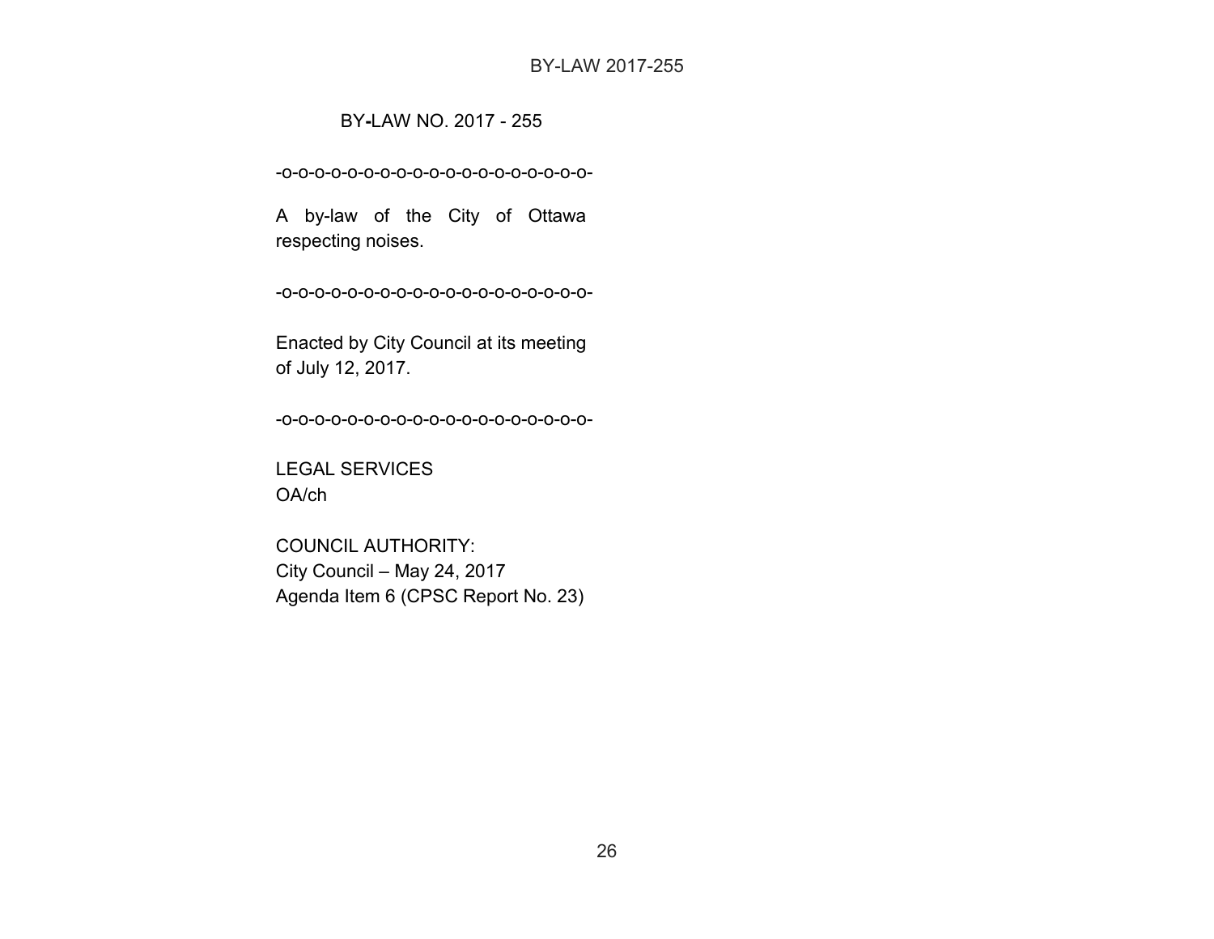BY-LAW NO. 2017 - 255

-o-o-o-o-o-o-o-o-o-o-o-o-o-o-o-o-o-o-o-o-o-

A by-law of the City of Ottawa respecting noises.

-o-o-o-o-o-o-o-o-o-o-o-o-o-o-o-o-o-o-o-o-o-

Enacted by City Council at its meeting of July 12, 2017.

-o-o-o-o-o-o-o-o-o-o-o-o-o-o-o-o-o-o-o-o-o-

LEGAL SERVICES
OA/ch

COUNCIL AUTHORITY:
City Council – May 24, 2017
Agenda Item 6 (CPSC Report No. 23)